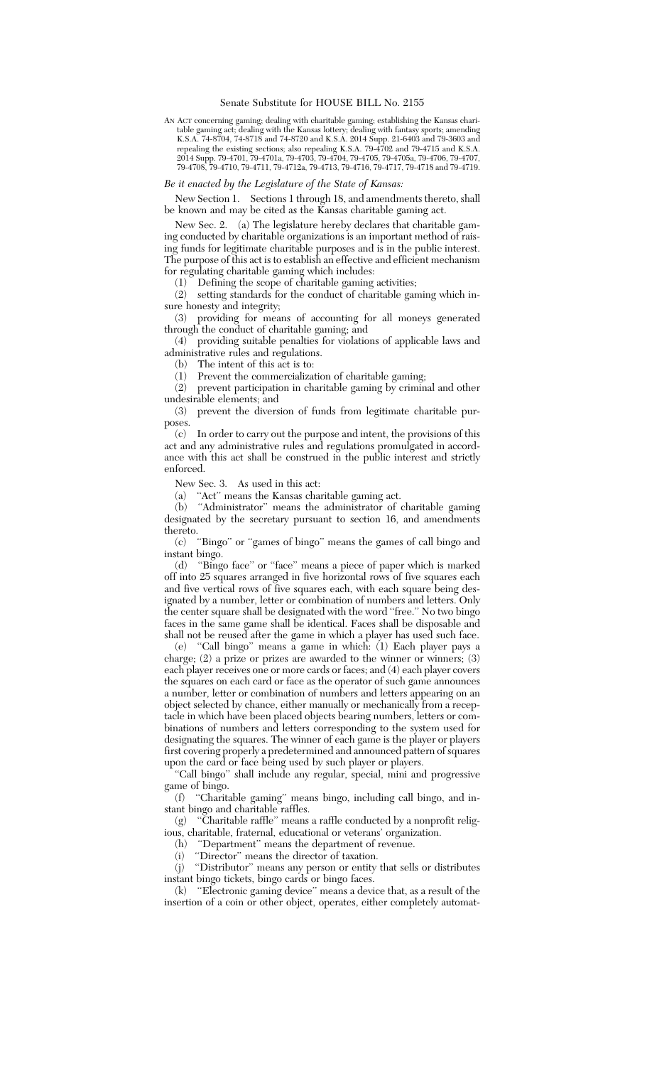# Senate Substitute for HOUSE BILL No. 2155

AN ACT concerning gaming; dealing with charitable gaming; establishing the Kansas charitable gaming act; dealing with the Kansas lottery; dealing with fantasy sports; amending K.S.A. 74-8704, 74-8718 and 74-8720 and K.S.A. 2014 Supp. 21-6403 and 79-3603 and repealing the existing sections; also repealing K.S.A. 79-4702 and 79-4715 and K.S.A. 2014 Supp. 79-4701, 79-4701a, 79-4703, 79-4704, 79-4705, 79-4705a, 79-4706, 79-4707, 79-4708, 79-4710, 79-4711, 79-4712a, 79-4713, 79-4716, 79-4717, 79-4718 and 79-4719.

*Be it enacted by the Legislature of the State of Kansas:*

New Section 1. Sections 1 through 18, and amendments thereto, shall be known and may be cited as the Kansas charitable gaming act.

New Sec. 2. (a) The legislature hereby declares that charitable gaming conducted by charitable organizations is an important method of raising funds for legitimate charitable purposes and is in the public interest. The purpose of this act is to establish an effective and efficient mechanism for regulating charitable gaming which includes:

(1) Defining the scope of charitable gaming activities;

(2) setting standards for the conduct of charitable gaming which insure honesty and integrity;

(3) providing for means of accounting for all moneys generated through the conduct of charitable gaming; and

(4) providing suitable penalties for violations of applicable laws and administrative rules and regulations.

(b) The intent of this act is to:

(1) Prevent the commercialization of charitable gaming;

(2) prevent participation in charitable gaming by criminal and other undesirable elements; and

(3) prevent the diversion of funds from legitimate charitable purposes.

(c) In order to carry out the purpose and intent, the provisions of this act and any administrative rules and regulations promulgated in accordance with this act shall be construed in the public interest and strictly enforced.

New Sec. 3. As used in this act:

(a) "Act" means the Kansas charitable gaming act.

(b) "Administrator" means the administrator of charitable gaming designated by the secretary pursuant to section 16, and amendments thereto.

(c) "Bingo" or "games of bingo" means the games of call bingo and instant bingo.

(d) "Bingo face" or "face" means a piece of paper which is marked off into 25 squares arranged in five horizontal rows of five squares each and five vertical rows of five squares each, with each square being designated by a number, letter or combination of numbers and letters. Only the center square shall be designated with the word "free." No two bingo faces in the same game shall be identical. Faces shall be disposable and shall not be reused after the game in which a player has used such face.

(e) "Call bingo" means a game in which: (1) Each player pays a charge; (2) a prize or prizes are awarded to the winner or winners; (3) each player receives one or more cards or faces; and (4) each player covers the squares on each card or face as the operator of such game announces a number, letter or combination of numbers and letters appearing on an object selected by chance, either manually or mechanically from a receptacle in which have been placed objects bearing numbers, letters or combinations of numbers and letters corresponding to the system used for designating the squares. The winner of each game is the player or players first covering properly a predetermined and announced pattern of squares upon the card or face being used by such player or players.

"Call bingo" shall include any regular, special, mini and progressive game of bingo.

(f) "Charitable gaming" means bingo, including call bingo, and instant bingo and charitable raffles.

(g) "Charitable raffle" means a raffle conducted by a nonprofit religious, charitable, fraternal, educational or veterans' organization.

(h) "Department" means the department of revenue.

(i) "Director" means the director of taxation.

(j) "Distributor" means any person or entity that sells or distributes instant bingo tickets, bingo cards or bingo faces.

(k) "Electronic gaming device" means a device that, as a result of the insertion of a coin or other object, operates, either completely automat-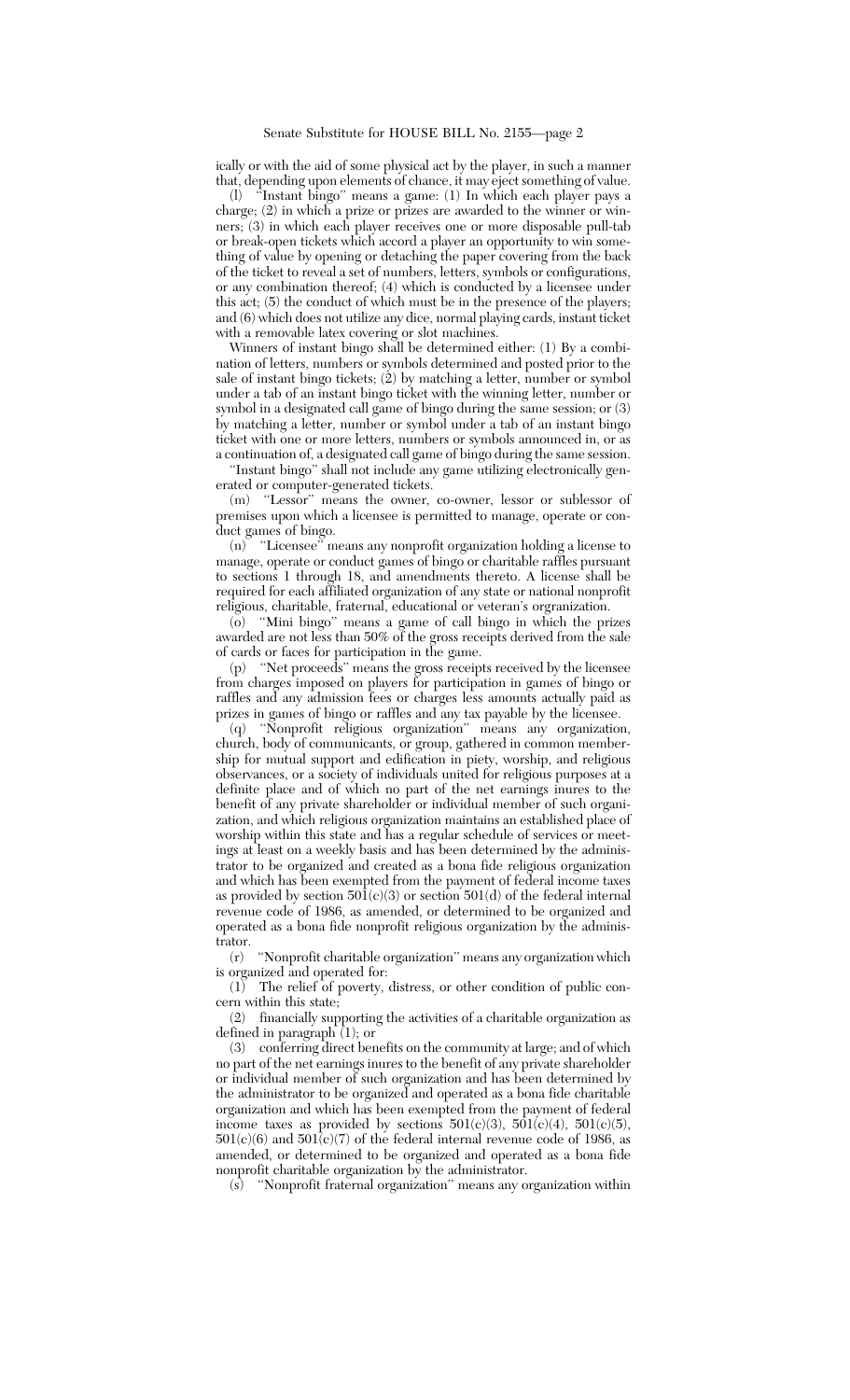ically or with the aid of some physical act by the player, in such a manner that, depending upon elements of chance, it may eject something of value.

(l) "Instant bingo" means a game: (1) In which each player pays a charge; (2) in which a prize or prizes are awarded to the winner or winners; (3) in which each player receives one or more disposable pull-tab or break-open tickets which accord a player an opportunity to win something of value by opening or detaching the paper covering from the back of the ticket to reveal a set of numbers, letters, symbols or configurations, or any combination thereof; (4) which is conducted by a licensee under this act; (5) the conduct of which must be in the presence of the players; and (6) which does not utilize any dice, normal playing cards, instant ticket with a removable latex covering or slot machines.

Winners of instant bingo shall be determined either: (1) By a combination of letters, numbers or symbols determined and posted prior to the sale of instant bingo tickets; (2) by matching a letter, number or symbol under a tab of an instant bingo ticket with the winning letter, number or symbol in a designated call game of bingo during the same session; or (3) by matching a letter, number or symbol under a tab of an instant bingo ticket with one or more letters, numbers or symbols announced in, or as a continuation of, a designated call game of bingo during the same session.

"Instant bingo" shall not include any game utilizing electronically generated or computer-generated tickets.

(m) "Lessor" means the owner, co-owner, lessor or sublessor of premises upon which a licensee is permitted to manage, operate or conduct games of bingo.

(n) "Licensee" means any nonprofit organization holding a license to manage, operate or conduct games of bingo or charitable raffles pursuant to sections 1 through 18, and amendments thereto. A license shall be required for each affiliated organization of any state or national nonprofit religious, charitable, fraternal, educational or veteran's orgranization.

(o) "Mini bingo" means a game of call bingo in which the prizes awarded are not less than 50% of the gross receipts derived from the sale of cards or faces for participation in the game.

(p) "Net proceeds" means the gross receipts received by the licensee from charges imposed on players for participation in games of bingo or raffles and any admission fees or charges less amounts actually paid as prizes in games of bingo or raffles and any tax payable by the licensee.

(q) "Nonprofit religious organization" means any organization, church, body of communicants, or group, gathered in common membership for mutual support and edification in piety, worship, and religious observances, or a society of individuals united for religious purposes at a definite place and of which no part of the net earnings inures to the benefit of any private shareholder or individual member of such organization, and which religious organization maintains an established place of worship within this state and has a regular schedule of services or meetings at least on a weekly basis and has been determined by the administrator to be organized and created as a bona fide religious organization and which has been exempted from the payment of federal income taxes as provided by section 501(c)(3) or section 501(d) of the federal internal revenue code of 1986, as amended, or determined to be organized and operated as a bona fide nonprofit religious organization by the administrator.

(r) "Nonprofit charitable organization" means any organization which is organized and operated for:

(1) The relief of poverty, distress, or other condition of public concern within this state;

(2) financially supporting the activities of a charitable organization as defined in paragraph (1); or

(3) conferring direct benefits on the community at large; and of which no part of the net earnings inures to the benefit of any private shareholder or individual member of such organization and has been determined by the administrator to be organized and operated as a bona fide charitable organization and which has been exempted from the payment of federal income taxes as provided by sections 501(c)(3), 501(c)(4), 501(c)(5), 501(c)(6) and 501(c)(7) of the federal internal revenue code of 1986, as amended, or determined to be organized and operated as a bona fide nonprofit charitable organization by the administrator.

(s) "Nonprofit fraternal organization" means any organization within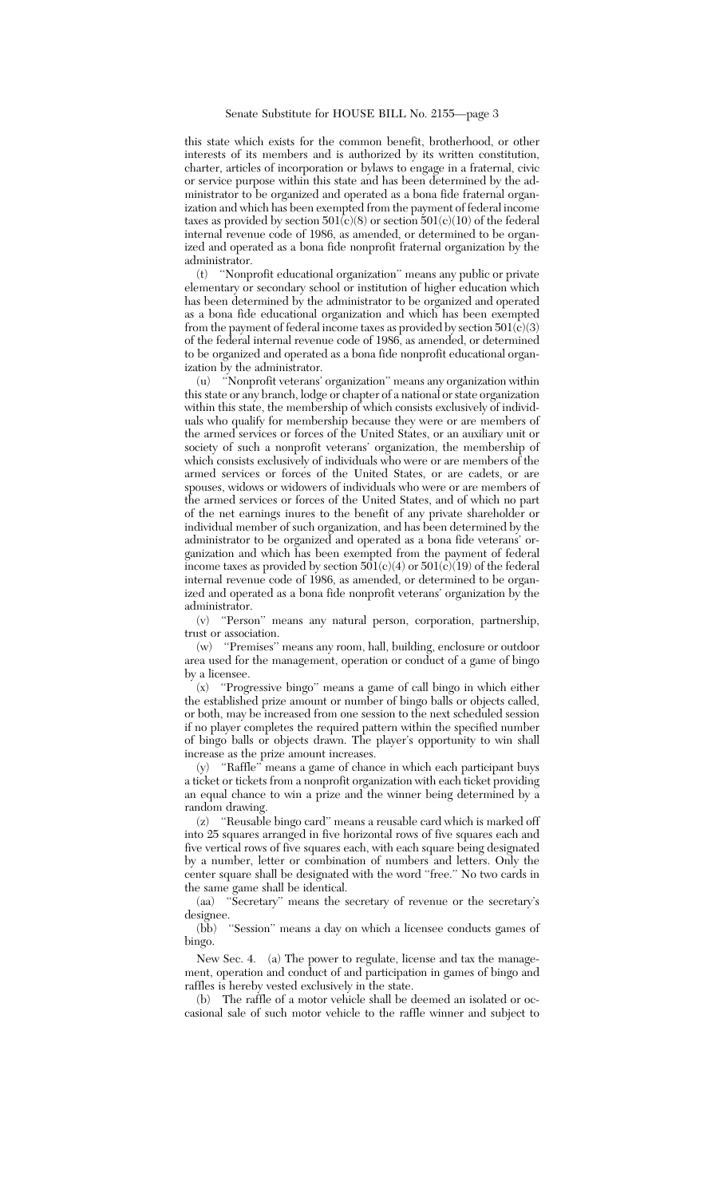this state which exists for the common benefit, brotherhood, or other interests of its members and is authorized by its written constitution, charter, articles of incorporation or bylaws to engage in a fraternal, civic or service purpose within this state and has been determined by the administrator to be organized and operated as a bona fide fraternal organization and which has been exempted from the payment of federal income taxes as provided by section 501(c)(8) or section 501(c)(10) of the federal internal revenue code of 1986, as amended, or determined to be organized and operated as a bona fide nonprofit fraternal organization by the administrator.

(t) ''Nonprofit educational organization'' means any public or private elementary or secondary school or institution of higher education which has been determined by the administrator to be organized and operated as a bona fide educational organization and which has been exempted from the payment of federal income taxes as provided by section 501(c)(3) of the federal internal revenue code of 1986, as amended, or determined to be organized and operated as a bona fide nonprofit educational organization by the administrator.

(u) ''Nonprofit veterans' organization'' means any organization within this state or any branch, lodge or chapter of a national or state organization within this state, the membership of which consists exclusively of individuals who qualify for membership because they were or are members of the armed services or forces of the United States, or an auxiliary unit or society of such a nonprofit veterans' organization, the membership of which consists exclusively of individuals who were or are members of the armed services or forces of the United States, or are cadets, or are spouses, widows or widowers of individuals who were or are members of the armed services or forces of the United States, and of which no part of the net earnings inures to the benefit of any private shareholder or individual member of such organization, and has been determined by the administrator to be organized and operated as a bona fide veterans' organization and which has been exempted from the payment of federal income taxes as provided by section 501(c)(4) or 501(c)(19) of the federal internal revenue code of 1986, as amended, or determined to be organized and operated as a bona fide nonprofit veterans' organization by the administrator.

(v) ''Person'' means any natural person, corporation, partnership, trust or association.

(w) ''Premises'' means any room, hall, building, enclosure or outdoor area used for the management, operation or conduct of a game of bingo by a licensee.

(x) ''Progressive bingo'' means a game of call bingo in which either the established prize amount or number of bingo balls or objects called, or both, may be increased from one session to the next scheduled session if no player completes the required pattern within the specified number of bingo balls or objects drawn. The player's opportunity to win shall increase as the prize amount increases.

(y) ''Raffle'' means a game of chance in which each participant buys a ticket or tickets from a nonprofit organization with each ticket providing an equal chance to win a prize and the winner being determined by a random drawing.

(z) ''Reusable bingo card'' means a reusable card which is marked off into 25 squares arranged in five horizontal rows of five squares each and five vertical rows of five squares each, with each square being designated by a number, letter or combination of numbers and letters. Only the center square shall be designated with the word ''free.'' No two cards in the same game shall be identical.

(aa) ''Secretary'' means the secretary of revenue or the secretary's designee.

(bb) ''Session'' means a day on which a licensee conducts games of bingo.

New Sec. 4. (a) The power to regulate, license and tax the management, operation and conduct of and participation in games of bingo and raffles is hereby vested exclusively in the state.

(b) The raffle of a motor vehicle shall be deemed an isolated or occasional sale of such motor vehicle to the raffle winner and subject to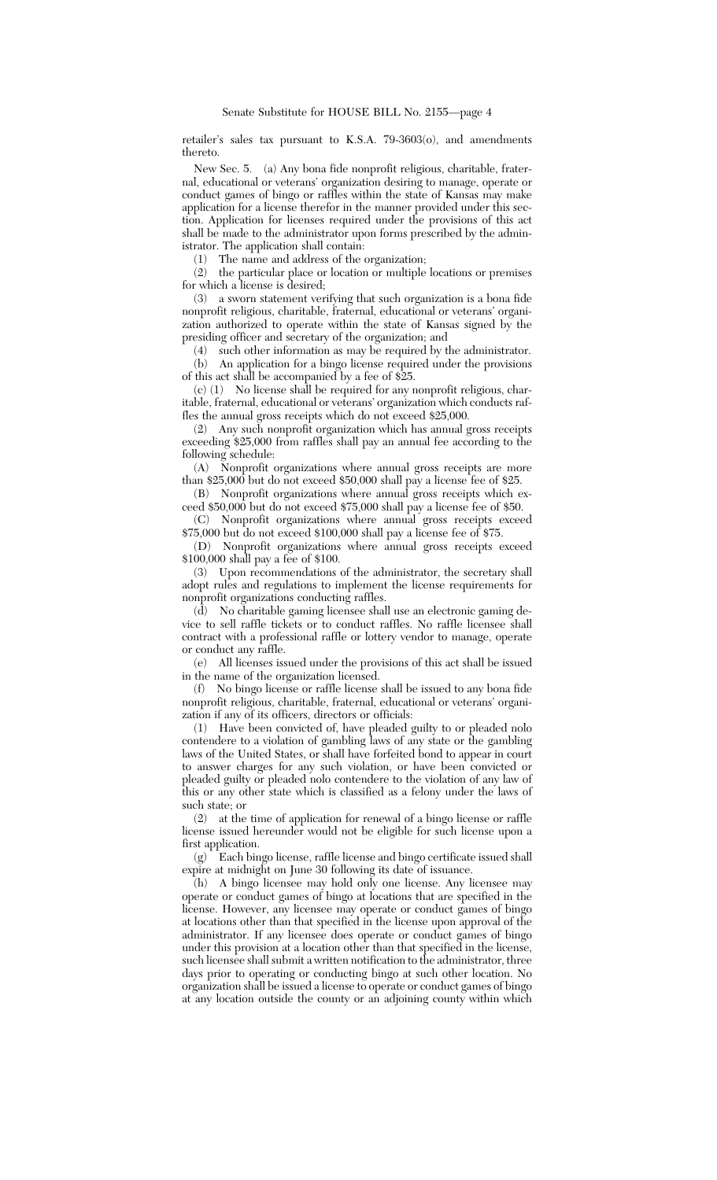retailer's sales tax pursuant to K.S.A. 79-3603(o), and amendments thereto.

New Sec. 5. (a) Any bona fide nonprofit religious, charitable, fraternal, educational or veterans' organization desiring to manage, operate or conduct games of bingo or raffles within the state of Kansas may make application for a license therefor in the manner provided under this section. Application for licenses required under the provisions of this act shall be made to the administrator upon forms prescribed by the administrator. The application shall contain:

(1) The name and address of the organization;

(2) the particular place or location or multiple locations or premises for which a license is desired;

(3) a sworn statement verifying that such organization is a bona fide nonprofit religious, charitable, fraternal, educational or veterans' organization authorized to operate within the state of Kansas signed by the presiding officer and secretary of the organization; and

(4) such other information as may be required by the administrator.

(b) An application for a bingo license required under the provisions of this act shall be accompanied by a fee of $25.

(c) (1) No license shall be required for any nonprofit religious, charitable, fraternal, educational or veterans' organization which conducts raffles the annual gross receipts which do not exceed $25,000.

(2) Any such nonprofit organization which has annual gross receipts exceeding $25,000 from raffles shall pay an annual fee according to the following schedule:

(A) Nonprofit organizations where annual gross receipts are more than $25,000 but do not exceed $50,000 shall pay a license fee of $25.

(B) Nonprofit organizations where annual gross receipts which exceed $50,000 but do not exceed $75,000 shall pay a license fee of $50.

(C) Nonprofit organizations where annual gross receipts exceed $75,000 but do not exceed $100,000 shall pay a license fee of $75.

(D) Nonprofit organizations where annual gross receipts exceed $100,000 shall pay a fee of $100.

(3) Upon recommendations of the administrator, the secretary shall adopt rules and regulations to implement the license requirements for nonprofit organizations conducting raffles.

(d) No charitable gaming licensee shall use an electronic gaming device to sell raffle tickets or to conduct raffles. No raffle licensee shall contract with a professional raffle or lottery vendor to manage, operate or conduct any raffle.

(e) All licenses issued under the provisions of this act shall be issued in the name of the organization licensed.

(f) No bingo license or raffle license shall be issued to any bona fide nonprofit religious, charitable, fraternal, educational or veterans' organization if any of its officers, directors or officials:

(1) Have been convicted of, have pleaded guilty to or pleaded nolo contendere to a violation of gambling laws of any state or the gambling laws of the United States, or shall have forfeited bond to appear in court to answer charges for any such violation, or have been convicted or pleaded guilty or pleaded nolo contendere to the violation of any law of this or any other state which is classified as a felony under the laws of such state; or

(2) at the time of application for renewal of a bingo license or raffle license issued hereunder would not be eligible for such license upon a first application.

(g) Each bingo license, raffle license and bingo certificate issued shall expire at midnight on June 30 following its date of issuance.

(h) A bingo licensee may hold only one license. Any licensee may operate or conduct games of bingo at locations that are specified in the license. However, any licensee may operate or conduct games of bingo at locations other than that specified in the license upon approval of the administrator. If any licensee does operate or conduct games of bingo under this provision at a location other than that specified in the license, such licensee shall submit a written notification to the administrator, three days prior to operating or conducting bingo at such other location. No organization shall be issued a license to operate or conduct games of bingo at any location outside the county or an adjoining county within which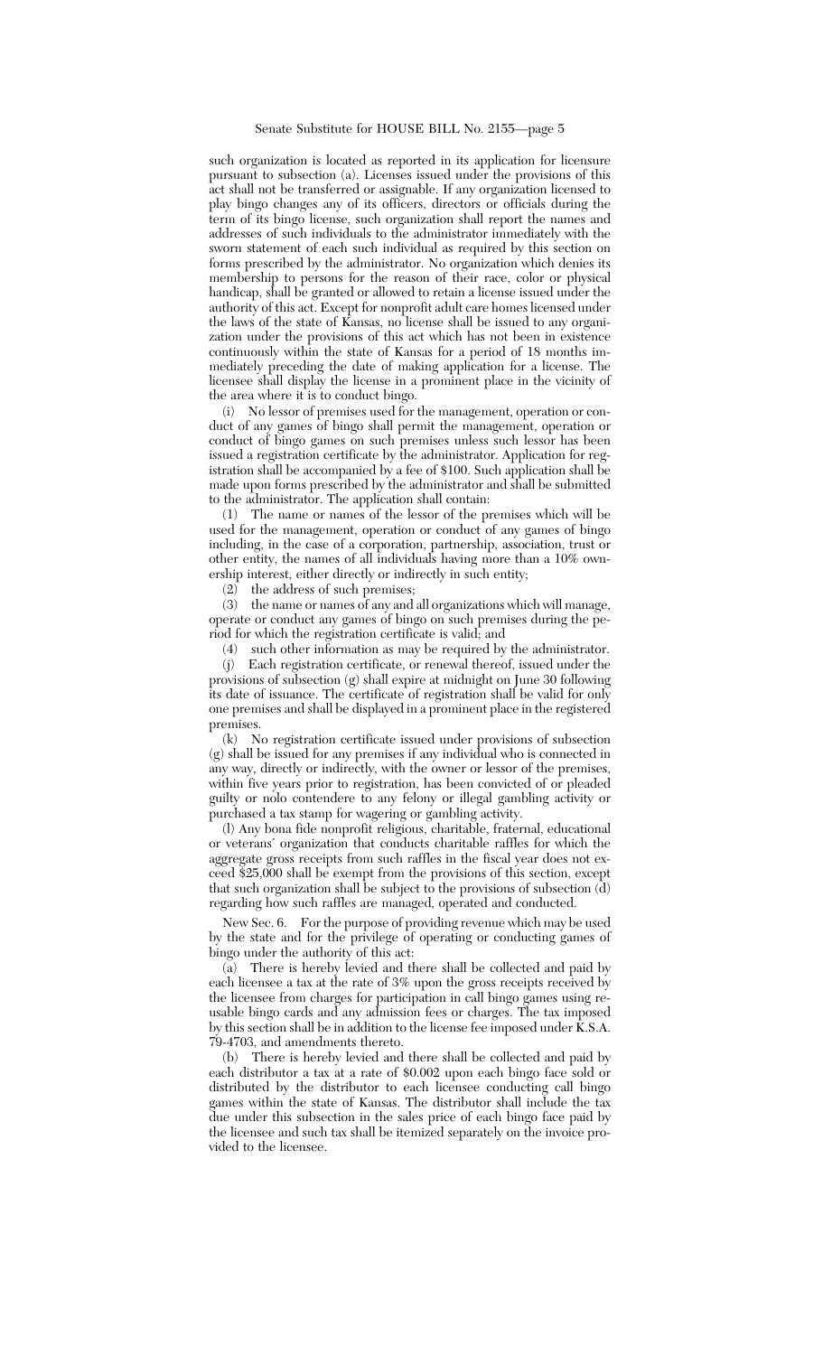such organization is located as reported in its application for licensure pursuant to subsection (a). Licenses issued under the provisions of this act shall not be transferred or assignable. If any organization licensed to play bingo changes any of its officers, directors or officials during the term of its bingo license, such organization shall report the names and addresses of such individuals to the administrator immediately with the sworn statement of each such individual as required by this section on forms prescribed by the administrator. No organization which denies its membership to persons for the reason of their race, color or physical handicap, shall be granted or allowed to retain a license issued under the authority of this act. Except for nonprofit adult care homes licensed under the laws of the state of Kansas, no license shall be issued to any organization under the provisions of this act which has not been in existence continuously within the state of Kansas for a period of 18 months immediately preceding the date of making application for a license. The licensee shall display the license in a prominent place in the vicinity of the area where it is to conduct bingo.

(i) No lessor of premises used for the management, operation or conduct of any games of bingo shall permit the management, operation or conduct of bingo games on such premises unless such lessor has been issued a registration certificate by the administrator. Application for registration shall be accompanied by a fee of $100. Such application shall be made upon forms prescribed by the administrator and shall be submitted to the administrator. The application shall contain:

(1) The name or names of the lessor of the premises which will be used for the management, operation or conduct of any games of bingo including, in the case of a corporation, partnership, association, trust or other entity, the names of all individuals having more than a 10% ownership interest, either directly or indirectly in such entity;

(2) the address of such premises;

(3) the name or names of any and all organizations which will manage, operate or conduct any games of bingo on such premises during the period for which the registration certificate is valid; and

(4) such other information as may be required by the administrator.

(j) Each registration certificate, or renewal thereof, issued under the provisions of subsection (g) shall expire at midnight on June 30 following its date of issuance. The certificate of registration shall be valid for only one premises and shall be displayed in a prominent place in the registered premises.

(k) No registration certificate issued under provisions of subsection (g) shall be issued for any premises if any individual who is connected in any way, directly or indirectly, with the owner or lessor of the premises, within five years prior to registration, has been convicted of or pleaded guilty or nolo contendere to any felony or illegal gambling activity or purchased a tax stamp for wagering or gambling activity.

(l) Any bona fide nonprofit religious, charitable, fraternal, educational or veterans' organization that conducts charitable raffles for which the aggregate gross receipts from such raffles in the fiscal year does not exceed $25,000 shall be exempt from the provisions of this section, except that such organization shall be subject to the provisions of subsection (d) regarding how such raffles are managed, operated and conducted.

New Sec. 6. For the purpose of providing revenue which may be used by the state and for the privilege of operating or conducting games of bingo under the authority of this act:

(a) There is hereby levied and there shall be collected and paid by each licensee a tax at the rate of 3% upon the gross receipts received by the licensee from charges for participation in call bingo games using reusable bingo cards and any admission fees or charges. The tax imposed by this section shall be in addition to the license fee imposed under K.S.A. 79-4703, and amendments thereto.

(b) There is hereby levied and there shall be collected and paid by each distributor a tax at a rate of $0.002 upon each bingo face sold or distributed by the distributor to each licensee conducting call bingo games within the state of Kansas. The distributor shall include the tax due under this subsection in the sales price of each bingo face paid by the licensee and such tax shall be itemized separately on the invoice provided to the licensee.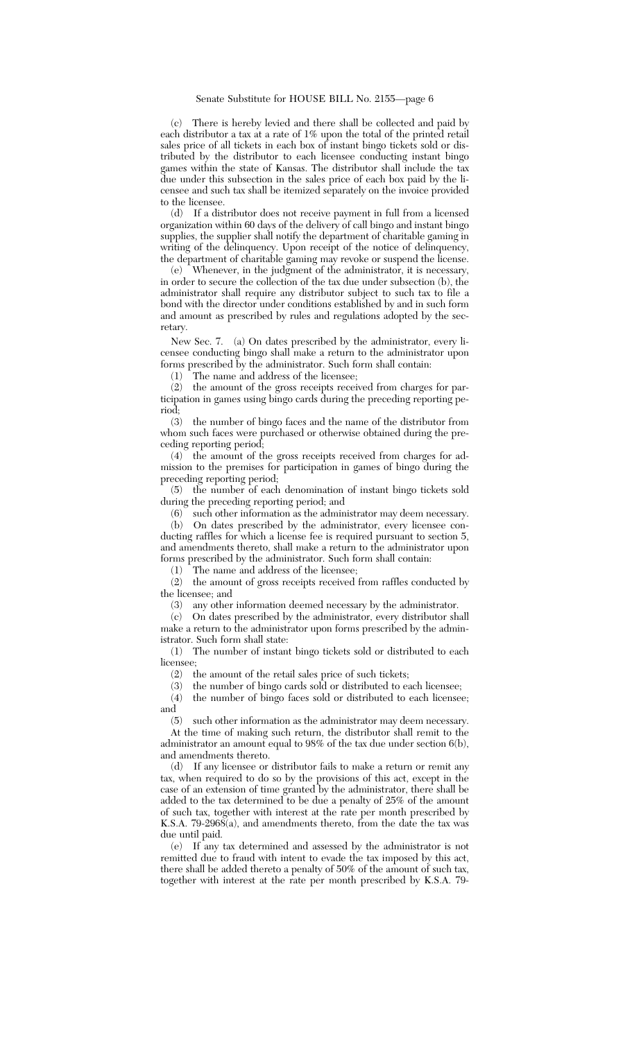(c) There is hereby levied and there shall be collected and paid by each distributor a tax at a rate of 1% upon the total of the printed retail sales price of all tickets in each box of instant bingo tickets sold or distributed by the distributor to each licensee conducting instant bingo games within the state of Kansas. The distributor shall include the tax due under this subsection in the sales price of each box paid by the licensee and such tax shall be itemized separately on the invoice provided to the licensee.

(d) If a distributor does not receive payment in full from a licensed organization within 60 days of the delivery of call bingo and instant bingo supplies, the supplier shall notify the department of charitable gaming in writing of the delinquency. Upon receipt of the notice of delinquency, the department of charitable gaming may revoke or suspend the license.

(e) Whenever, in the judgment of the administrator, it is necessary, in order to secure the collection of the tax due under subsection (b), the administrator shall require any distributor subject to such tax to file a bond with the director under conditions established by and in such form and amount as prescribed by rules and regulations adopted by the secretary.

New Sec. 7. (a) On dates prescribed by the administrator, every licensee conducting bingo shall make a return to the administrator upon forms prescribed by the administrator. Such form shall contain:

(1) The name and address of the licensee;

(2) the amount of the gross receipts received from charges for participation in games using bingo cards during the preceding reporting period;

(3) the number of bingo faces and the name of the distributor from whom such faces were purchased or otherwise obtained during the preceding reporting period;

(4) the amount of the gross receipts received from charges for admission to the premises for participation in games of bingo during the preceding reporting period;

(5) the number of each denomination of instant bingo tickets sold during the preceding reporting period; and

(6) such other information as the administrator may deem necessary.

(b) On dates prescribed by the administrator, every licensee conducting raffles for which a license fee is required pursuant to section 5, and amendments thereto, shall make a return to the administrator upon forms prescribed by the administrator. Such form shall contain:

(1) The name and address of the licensee;

(2) the amount of gross receipts received from raffles conducted by the licensee; and

(3) any other information deemed necessary by the administrator.

(c) On dates prescribed by the administrator, every distributor shall make a return to the administrator upon forms prescribed by the administrator. Such form shall state:

(1) The number of instant bingo tickets sold or distributed to each licensee;

(2) the amount of the retail sales price of such tickets;

(3) the number of bingo cards sold or distributed to each licensee;

(4) the number of bingo faces sold or distributed to each licensee; and

(5) such other information as the administrator may deem necessary.

At the time of making such return, the distributor shall remit to the administrator an amount equal to 98% of the tax due under section 6(b), and amendments thereto.

(d) If any licensee or distributor fails to make a return or remit any tax, when required to do so by the provisions of this act, except in the case of an extension of time granted by the administrator, there shall be added to the tax determined to be due a penalty of 25% of the amount of such tax, together with interest at the rate per month prescribed by K.S.A. 79-2968(a), and amendments thereto, from the date the tax was due until paid.

(e) If any tax determined and assessed by the administrator is not remitted due to fraud with intent to evade the tax imposed by this act, there shall be added thereto a penalty of 50% of the amount of such tax, together with interest at the rate per month prescribed by K.S.A. 79-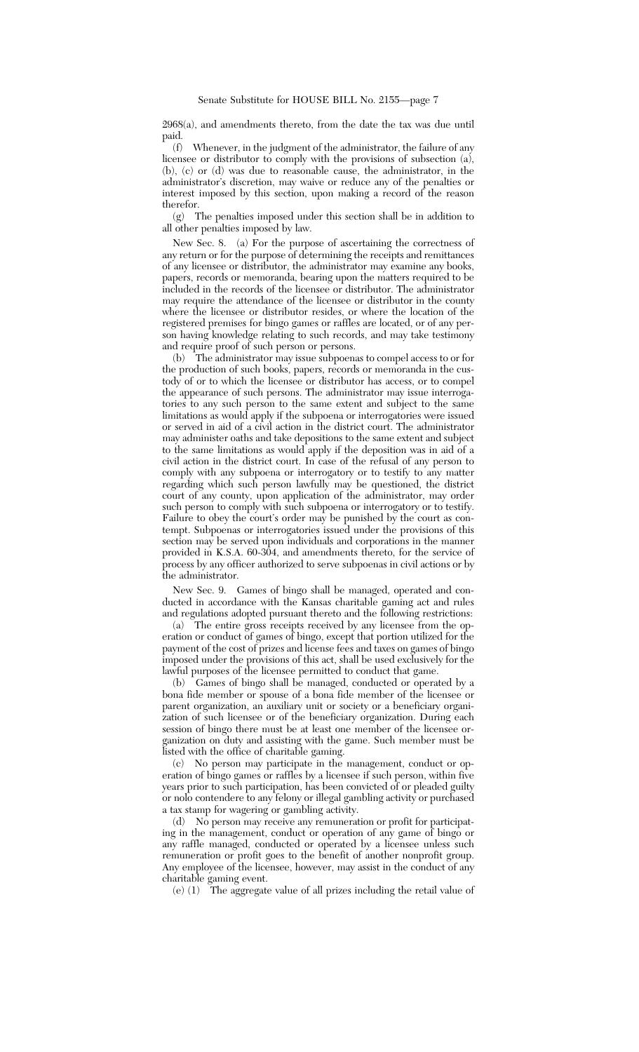2968(a), and amendments thereto, from the date the tax was due until paid.

(f) Whenever, in the judgment of the administrator, the failure of any licensee or distributor to comply with the provisions of subsection (a), (b), (c) or (d) was due to reasonable cause, the administrator, in the administrator's discretion, may waive or reduce any of the penalties or interest imposed by this section, upon making a record of the reason therefor.

(g) The penalties imposed under this section shall be in addition to all other penalties imposed by law.

New Sec. 8. (a) For the purpose of ascertaining the correctness of any return or for the purpose of determining the receipts and remittances of any licensee or distributor, the administrator may examine any books, papers, records or memoranda, bearing upon the matters required to be included in the records of the licensee or distributor. The administrator may require the attendance of the licensee or distributor in the county where the licensee or distributor resides, or where the location of the registered premises for bingo games or raffles are located, or of any person having knowledge relating to such records, and may take testimony and require proof of such person or persons.

(b) The administrator may issue subpoenas to compel access to or for the production of such books, papers, records or memoranda in the custody of or to which the licensee or distributor has access, or to compel the appearance of such persons. The administrator may issue interrogatories to any such person to the same extent and subject to the same limitations as would apply if the subpoena or interrogatories were issued or served in aid of a civil action in the district court. The administrator may administer oaths and take depositions to the same extent and subject to the same limitations as would apply if the deposition was in aid of a civil action in the district court. In case of the refusal of any person to comply with any subpoena or interrogatory or to testify to any matter regarding which such person lawfully may be questioned, the district court of any county, upon application of the administrator, may order such person to comply with such subpoena or interrogatory or to testify. Failure to obey the court's order may be punished by the court as contempt. Subpoenas or interrogatories issued under the provisions of this section may be served upon individuals and corporations in the manner provided in K.S.A. 60-304, and amendments thereto, for the service of process by any officer authorized to serve subpoenas in civil actions or by the administrator.

New Sec. 9. Games of bingo shall be managed, operated and conducted in accordance with the Kansas charitable gaming act and rules and regulations adopted pursuant thereto and the following restrictions:

(a) The entire gross receipts received by any licensee from the operation or conduct of games of bingo, except that portion utilized for the payment of the cost of prizes and license fees and taxes on games of bingo imposed under the provisions of this act, shall be used exclusively for the lawful purposes of the licensee permitted to conduct that game.

(b) Games of bingo shall be managed, conducted or operated by a bona fide member or spouse of a bona fide member of the licensee or parent organization, an auxiliary unit or society or a beneficiary organization of such licensee or of the beneficiary organization. During each session of bingo there must be at least one member of the licensee organization on duty and assisting with the game. Such member must be listed with the office of charitable gaming.

(c) No person may participate in the management, conduct or operation of bingo games or raffles by a licensee if such person, within five years prior to such participation, has been convicted of or pleaded guilty or nolo contendere to any felony or illegal gambling activity or purchased a tax stamp for wagering or gambling activity.

(d) No person may receive any remuneration or profit for participating in the management, conduct or operation of any game of bingo or any raffle managed, conducted or operated by a licensee unless such remuneration or profit goes to the benefit of another nonprofit group. Any employee of the licensee, however, may assist in the conduct of any charitable gaming event.

(e) (1) The aggregate value of all prizes including the retail value of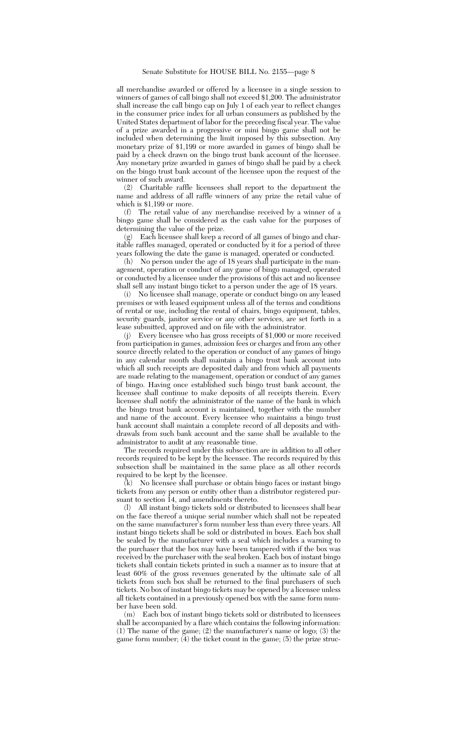all merchandise awarded or offered by a licensee in a single session to winners of games of call bingo shall not exceed $1,200. The administrator shall increase the call bingo cap on July 1 of each year to reflect changes in the consumer price index for all urban consumers as published by the United States department of labor for the preceding fiscal year. The value of a prize awarded in a progressive or mini bingo game shall not be included when determining the limit imposed by this subsection. Any monetary prize of $1,199 or more awarded in games of bingo shall be paid by a check drawn on the bingo trust bank account of the licensee. Any monetary prize awarded in games of bingo shall be paid by a check on the bingo trust bank account of the licensee upon the request of the winner of such award.

(2) Charitable raffle licensees shall report to the department the name and address of all raffle winners of any prize the retail value of which is $1,199 or more.

(f) The retail value of any merchandise received by a winner of a bingo game shall be considered as the cash value for the purposes of determining the value of the prize.

(g) Each licensee shall keep a record of all games of bingo and charitable raffles managed, operated or conducted by it for a period of three years following the date the game is managed, operated or conducted.

(h) No person under the age of 18 years shall participate in the management, operation or conduct of any game of bingo managed, operated or conducted by a licensee under the provisions of this act and no licensee shall sell any instant bingo ticket to a person under the age of 18 years.

(i) No licensee shall manage, operate or conduct bingo on any leased premises or with leased equipment unless all of the terms and conditions of rental or use, including the rental of chairs, bingo equipment, tables, security guards, janitor service or any other services, are set forth in a lease submitted, approved and on file with the administrator.

(j) Every licensee who has gross receipts of $1,000 or more received from participation in games, admission fees or charges and from any other source directly related to the operation or conduct of any games of bingo in any calendar month shall maintain a bingo trust bank account into which all such receipts are deposited daily and from which all payments are made relating to the management, operation or conduct of any games of bingo. Having once established such bingo trust bank account, the licensee shall continue to make deposits of all receipts therein. Every licensee shall notify the administrator of the name of the bank in which the bingo trust bank account is maintained, together with the number and name of the account. Every licensee who maintains a bingo trust bank account shall maintain a complete record of all deposits and withdrawals from such bank account and the same shall be available to the administrator to audit at any reasonable time.

The records required under this subsection are in addition to all other records required to be kept by the licensee. The records required by this subsection shall be maintained in the same place as all other records required to be kept by the licensee.

(k) No licensee shall purchase or obtain bingo faces or instant bingo tickets from any person or entity other than a distributor registered pursuant to section 14, and amendments thereto.

(l) All instant bingo tickets sold or distributed to licensees shall bear on the face thereof a unique serial number which shall not be repeated on the same manufacturer's form number less than every three years. All instant bingo tickets shall be sold or distributed in boxes. Each box shall be sealed by the manufacturer with a seal which includes a warning to the purchaser that the box may have been tampered with if the box was received by the purchaser with the seal broken. Each box of instant bingo tickets shall contain tickets printed in such a manner as to insure that at least 60% of the gross revenues generated by the ultimate sale of all tickets from such box shall be returned to the final purchasers of such tickets. No box of instant bingo tickets may be opened by a licensee unless all tickets contained in a previously opened box with the same form number have been sold.

(m) Each box of instant bingo tickets sold or distributed to licensees shall be accompanied by a flare which contains the following information: (1) The name of the game; (2) the manufacturer's name or logo; (3) the game form number; (4) the ticket count in the game; (5) the prize struc-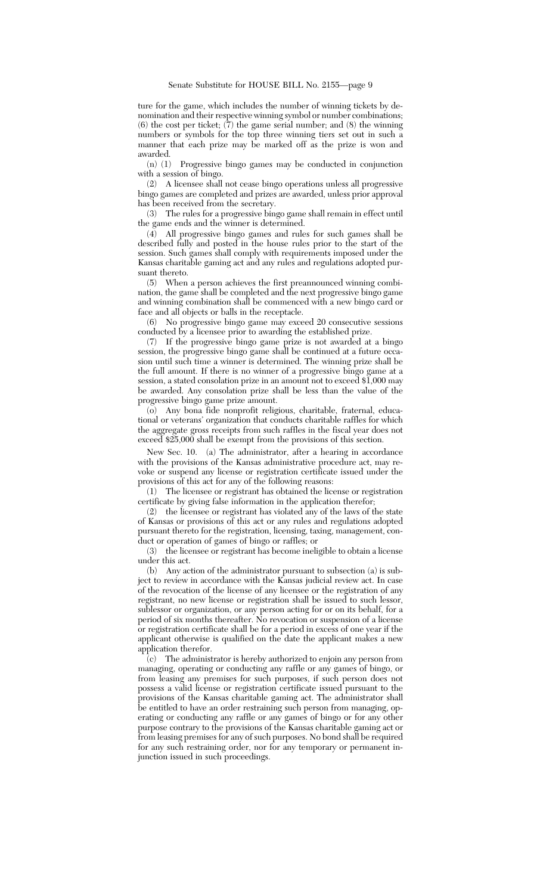ture for the game, which includes the number of winning tickets by denomination and their respective winning symbol or number combinations; (6) the cost per ticket; (7) the game serial number; and (8) the winning numbers or symbols for the top three winning tiers set out in such a manner that each prize may be marked off as the prize is won and awarded.

(n) (1) Progressive bingo games may be conducted in conjunction with a session of bingo.

(2) A licensee shall not cease bingo operations unless all progressive bingo games are completed and prizes are awarded, unless prior approval has been received from the secretary.

(3) The rules for a progressive bingo game shall remain in effect until the game ends and the winner is determined.

(4) All progressive bingo games and rules for such games shall be described fully and posted in the house rules prior to the start of the session. Such games shall comply with requirements imposed under the Kansas charitable gaming act and any rules and regulations adopted pursuant thereto.

(5) When a person achieves the first preannounced winning combination, the game shall be completed and the next progressive bingo game and winning combination shall be commenced with a new bingo card or face and all objects or balls in the receptacle.

(6) No progressive bingo game may exceed 20 consecutive sessions conducted by a licensee prior to awarding the established prize.

(7) If the progressive bingo game prize is not awarded at a bingo session, the progressive bingo game shall be continued at a future occasion until such time a winner is determined. The winning prize shall be the full amount. If there is no winner of a progressive bingo game at a session, a stated consolation prize in an amount not to exceed $1,000 may be awarded. Any consolation prize shall be less than the value of the progressive bingo game prize amount.

(o) Any bona fide nonprofit religious, charitable, fraternal, educational or veterans' organization that conducts charitable raffles for which the aggregate gross receipts from such raffles in the fiscal year does not exceed $25,000 shall be exempt from the provisions of this section.

New Sec. 10. (a) The administrator, after a hearing in accordance with the provisions of the Kansas administrative procedure act, may revoke or suspend any license or registration certificate issued under the provisions of this act for any of the following reasons:

(1) The licensee or registrant has obtained the license or registration certificate by giving false information in the application therefor;

(2) the licensee or registrant has violated any of the laws of the state of Kansas or provisions of this act or any rules and regulations adopted pursuant thereto for the registration, licensing, taxing, management, conduct or operation of games of bingo or raffles; or

(3) the licensee or registrant has become ineligible to obtain a license under this act.

(b) Any action of the administrator pursuant to subsection (a) is subject to review in accordance with the Kansas judicial review act. In case of the revocation of the license of any licensee or the registration of any registrant, no new license or registration shall be issued to such lessor, sublessor or organization, or any person acting for or on its behalf, for a period of six months thereafter. No revocation or suspension of a license or registration certificate shall be for a period in excess of one year if the applicant otherwise is qualified on the date the applicant makes a new application therefor.

(c) The administrator is hereby authorized to enjoin any person from managing, operating or conducting any raffle or any games of bingo, or from leasing any premises for such purposes, if such person does not possess a valid license or registration certificate issued pursuant to the provisions of the Kansas charitable gaming act. The administrator shall be entitled to have an order restraining such person from managing, operating or conducting any raffle or any games of bingo or for any other purpose contrary to the provisions of the Kansas charitable gaming act or from leasing premises for any of such purposes. No bond shall be required for any such restraining order, nor for any temporary or permanent injunction issued in such proceedings.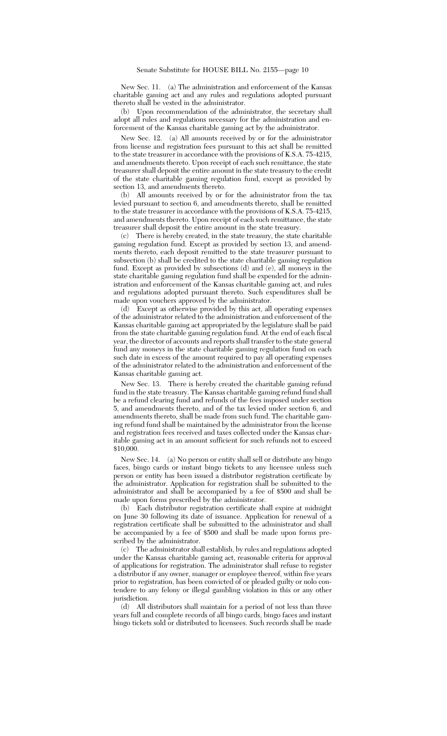New Sec. 11. (a) The administration and enforcement of the Kansas charitable gaming act and any rules and regulations adopted pursuant thereto shall be vested in the administrator.

(b) Upon recommendation of the administrator, the secretary shall adopt all rules and regulations necessary for the administration and enforcement of the Kansas charitable gaming act by the administrator.

New Sec. 12. (a) All amounts received by or for the administrator from license and registration fees pursuant to this act shall be remitted to the state treasurer in accordance with the provisions of K.S.A. 75-4215, and amendments thereto. Upon receipt of each such remittance, the state treasurer shall deposit the entire amount in the state treasury to the credit of the state charitable gaming regulation fund, except as provided by section 13, and amendments thereto.

(b) All amounts received by or for the administrator from the tax levied pursuant to section 6, and amendments thereto, shall be remitted to the state treasurer in accordance with the provisions of K.S.A. 75-4215, and amendments thereto. Upon receipt of each such remittance, the state treasurer shall deposit the entire amount in the state treasury.

(c) There is hereby created, in the state treasury, the state charitable gaming regulation fund. Except as provided by section 13, and amendments thereto, each deposit remitted to the state treasurer pursuant to subsection (b) shall be credited to the state charitable gaming regulation fund. Except as provided by subsections (d) and (e), all moneys in the state charitable gaming regulation fund shall be expended for the administration and enforcement of the Kansas charitable gaming act, and rules and regulations adopted pursuant thereto. Such expenditures shall be made upon vouchers approved by the administrator.

(d) Except as otherwise provided by this act, all operating expenses of the administrator related to the administration and enforcement of the Kansas charitable gaming act appropriated by the legislature shall be paid from the state charitable gaming regulation fund. At the end of each fiscal year, the director of accounts and reports shall transfer to the state general fund any moneys in the state charitable gaming regulation fund on each such date in excess of the amount required to pay all operating expenses of the administrator related to the administration and enforcement of the Kansas charitable gaming act.

New Sec. 13. There is hereby created the charitable gaming refund fund in the state treasury. The Kansas charitable gaming refund fund shall be a refund clearing fund and refunds of the fees imposed under section 5, and amendments thereto, and of the tax levied under section 6, and amendments thereto, shall be made from such fund. The charitable gaming refund fund shall be maintained by the administrator from the license and registration fees received and taxes collected under the Kansas charitable gaming act in an amount sufficient for such refunds not to exceed $10,000.

New Sec. 14. (a) No person or entity shall sell or distribute any bingo faces, bingo cards or instant bingo tickets to any licensee unless such person or entity has been issued a distributor registration certificate by the administrator. Application for registration shall be submitted to the administrator and shall be accompanied by a fee of $500 and shall be made upon forms prescribed by the administrator.

(b) Each distributor registration certificate shall expire at midnight on June 30 following its date of issuance. Application for renewal of a registration certificate shall be submitted to the administrator and shall be accompanied by a fee of $500 and shall be made upon forms prescribed by the administrator.

(c) The administrator shall establish, by rules and regulations adopted under the Kansas charitable gaming act, reasonable criteria for approval of applications for registration. The administrator shall refuse to register a distributor if any owner, manager or employee thereof, within five years prior to registration, has been convicted of or pleaded guilty or nolo contendere to any felony or illegal gambling violation in this or any other jurisdiction.

(d) All distributors shall maintain for a period of not less than three years full and complete records of all bingo cards, bingo faces and instant bingo tickets sold or distributed to licensees. Such records shall be made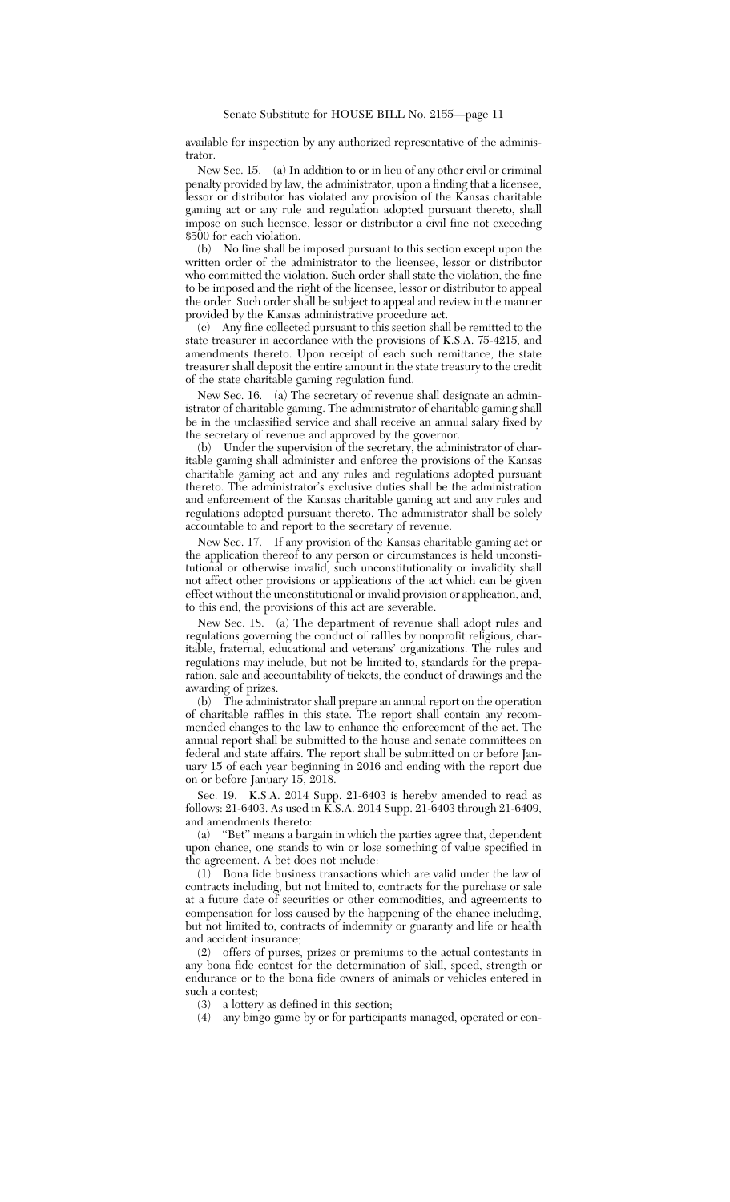available for inspection by any authorized representative of the administrator.

New Sec. 15. (a) In addition to or in lieu of any other civil or criminal penalty provided by law, the administrator, upon a finding that a licensee, lessor or distributor has violated any provision of the Kansas charitable gaming act or any rule and regulation adopted pursuant thereto, shall impose on such licensee, lessor or distributor a civil fine not exceeding $500 for each violation.

(b) No fine shall be imposed pursuant to this section except upon the written order of the administrator to the licensee, lessor or distributor who committed the violation. Such order shall state the violation, the fine to be imposed and the right of the licensee, lessor or distributor to appeal the order. Such order shall be subject to appeal and review in the manner provided by the Kansas administrative procedure act.

(c) Any fine collected pursuant to this section shall be remitted to the state treasurer in accordance with the provisions of K.S.A. 75-4215, and amendments thereto. Upon receipt of each such remittance, the state treasurer shall deposit the entire amount in the state treasury to the credit of the state charitable gaming regulation fund.

New Sec. 16. (a) The secretary of revenue shall designate an administrator of charitable gaming. The administrator of charitable gaming shall be in the unclassified service and shall receive an annual salary fixed by the secretary of revenue and approved by the governor.

(b) Under the supervision of the secretary, the administrator of charitable gaming shall administer and enforce the provisions of the Kansas charitable gaming act and any rules and regulations adopted pursuant thereto. The administrator's exclusive duties shall be the administration and enforcement of the Kansas charitable gaming act and any rules and regulations adopted pursuant thereto. The administrator shall be solely accountable to and report to the secretary of revenue.

New Sec. 17. If any provision of the Kansas charitable gaming act or the application thereof to any person or circumstances is held unconstitutional or otherwise invalid, such unconstitutionality or invalidity shall not affect other provisions or applications of the act which can be given effect without the unconstitutional or invalid provision or application, and, to this end, the provisions of this act are severable.

New Sec. 18. (a) The department of revenue shall adopt rules and regulations governing the conduct of raffles by nonprofit religious, charitable, fraternal, educational and veterans' organizations. The rules and regulations may include, but not be limited to, standards for the preparation, sale and accountability of tickets, the conduct of drawings and the awarding of prizes.

(b) The administrator shall prepare an annual report on the operation of charitable raffles in this state. The report shall contain any recommended changes to the law to enhance the enforcement of the act. The annual report shall be submitted to the house and senate committees on federal and state affairs. The report shall be submitted on or before January 15 of each year beginning in 2016 and ending with the report due on or before January 15, 2018.

Sec. 19. K.S.A. 2014 Supp. 21-6403 is hereby amended to read as follows: 21-6403. As used in K.S.A. 2014 Supp. 21-6403 through 21-6409, and amendments thereto:

(a) "Bet" means a bargain in which the parties agree that, dependent upon chance, one stands to win or lose something of value specified in the agreement. A bet does not include:

(1) Bona fide business transactions which are valid under the law of contracts including, but not limited to, contracts for the purchase or sale at a future date of securities or other commodities, and agreements to compensation for loss caused by the happening of the chance including, but not limited to, contracts of indemnity or guaranty and life or health and accident insurance;

(2) offers of purses, prizes or premiums to the actual contestants in any bona fide contest for the determination of skill, speed, strength or endurance or to the bona fide owners of animals or vehicles entered in such a contest;

(3) a lottery as defined in this section;

(4) any bingo game by or for participants managed, operated or con-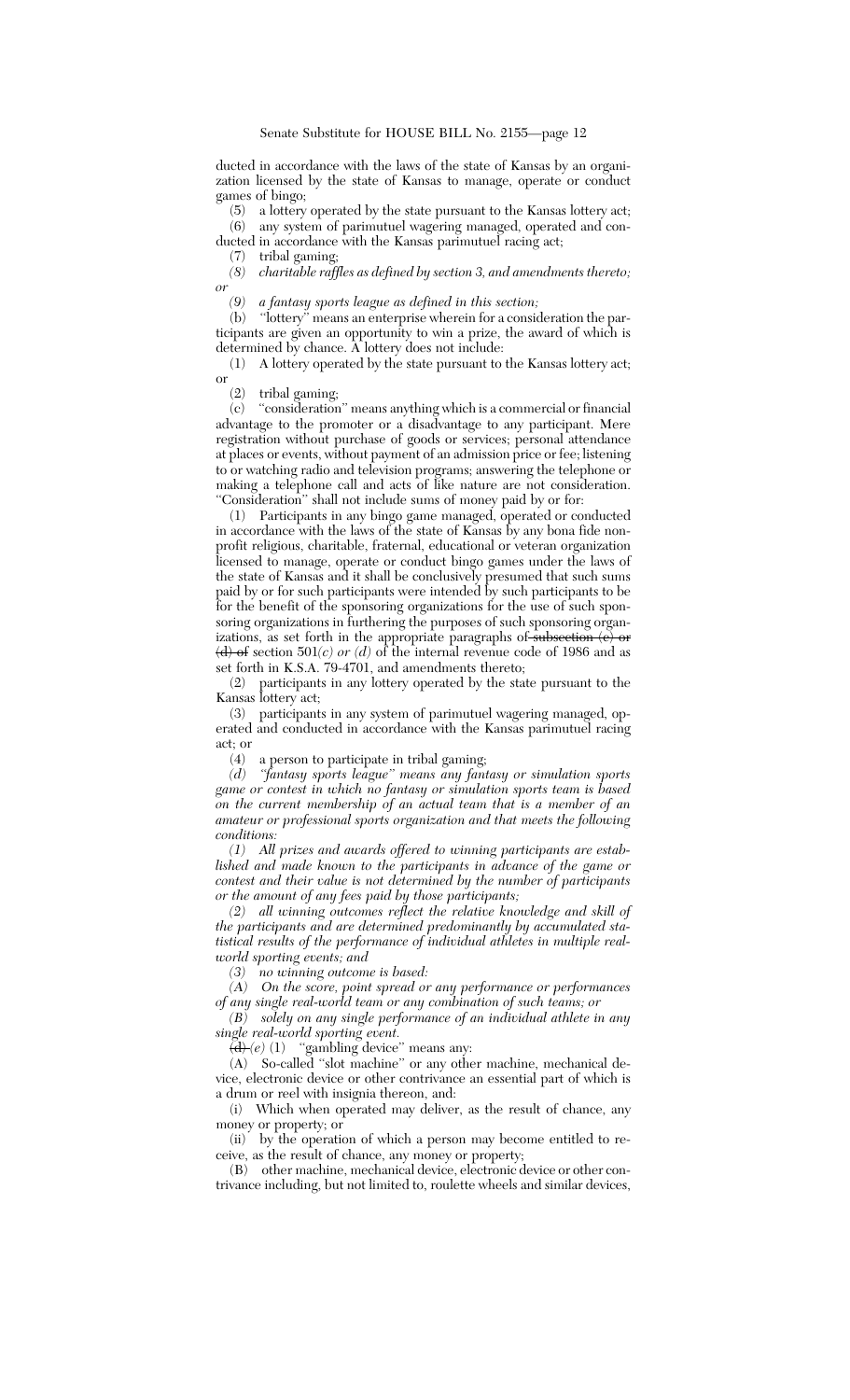ducted in accordance with the laws of the state of Kansas by an organization licensed by the state of Kansas to manage, operate or conduct games of bingo;

(5) a lottery operated by the state pursuant to the Kansas lottery act;

(6) any system of parimutuel wagering managed, operated and conducted in accordance with the Kansas parimutuel racing act;

(7) tribal gaming;

*(8) charitable raffles as defined by section 3, and amendments thereto; or*

*(9) a fantasy sports league as defined in this section;*

(b) "lottery" means an enterprise wherein for a consideration the participants are given an opportunity to win a prize, the award of which is determined by chance. A lottery does not include:

(1) A lottery operated by the state pursuant to the Kansas lottery act; or

(2) tribal gaming;

(c) "consideration" means anything which is a commercial or financial advantage to the promoter or a disadvantage to any participant. Mere registration without purchase of goods or services; personal attendance at places or events, without payment of an admission price or fee; listening to or watching radio and television programs; answering the telephone or making a telephone call and acts of like nature are not consideration. "Consideration" shall not include sums of money paid by or for:

(1) Participants in any bingo game managed, operated or conducted in accordance with the laws of the state of Kansas by any bona fide nonprofit religious, charitable, fraternal, educational or veteran organization licensed to manage, operate or conduct bingo games under the laws of the state of Kansas and it shall be conclusively presumed that such sums paid by or for such participants were intended by such participants to be for the benefit of the sponsoring organizations for the use of such sponsoring organizations in furthering the purposes of such sponsoring organizations, as set forth in the appropriate paragraphs of ~~subsection (c) or (d) of~~ section 501*(c) or (d)* of the internal revenue code of 1986 and as set forth in K.S.A. 79-4701, and amendments thereto;

(2) participants in any lottery operated by the state pursuant to the Kansas lottery act;

(3) participants in any system of parimutuel wagering managed, operated and conducted in accordance with the Kansas parimutuel racing act; or

(4) a person to participate in tribal gaming;

*(d) "fantasy sports league" means any fantasy or simulation sports game or contest in which no fantasy or simulation sports team is based on the current membership of an actual team that is a member of an amateur or professional sports organization and that meets the following conditions:*

*(1) All prizes and awards offered to winning participants are established and made known to the participants in advance of the game or contest and their value is not determined by the number of participants or the amount of any fees paid by those participants;*

*(2) all winning outcomes reflect the relative knowledge and skill of the participants and are determined predominantly by accumulated statistical results of the performance of individual athletes in multiple real-world sporting events; and*

*(3) no winning outcome is based:*

*(A) On the score, point spread or any performance or performances of any single real-world team or any combination of such teams; or*

*(B) solely on any single performance of an individual athlete in any single real-world sporting event.*

~~(d)~~ *(e)* (1) "gambling device" means any:

(A) So-called "slot machine" or any other machine, mechanical device, electronic device or other contrivance an essential part of which is a drum or reel with insignia thereon, and:

(i) Which when operated may deliver, as the result of chance, any money or property; or

(ii) by the operation of which a person may become entitled to receive, as the result of chance, any money or property;

(B) other machine, mechanical device, electronic device or other contrivance including, but not limited to, roulette wheels and similar devices,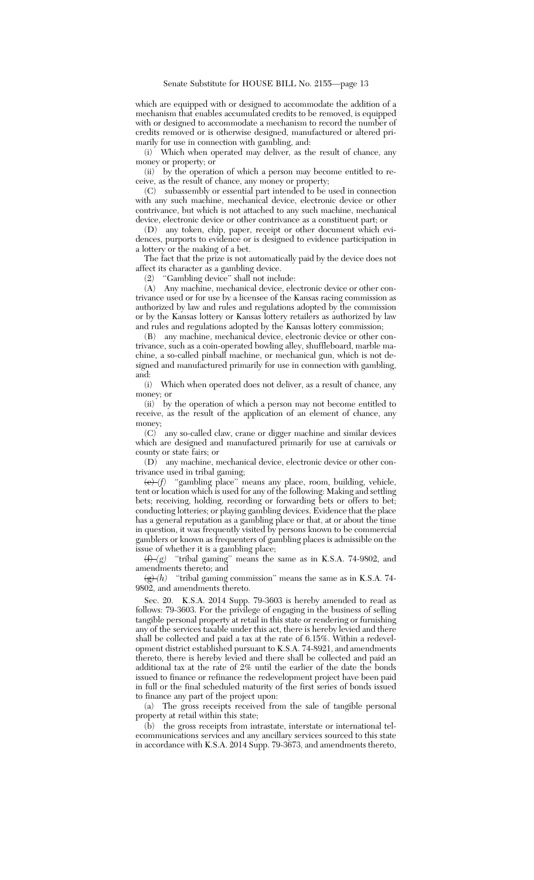which are equipped with or designed to accommodate the addition of a mechanism that enables accumulated credits to be removed, is equipped with or designed to accommodate a mechanism to record the number of credits removed or is otherwise designed, manufactured or altered primarily for use in connection with gambling, and:

(i) Which when operated may deliver, as the result of chance, any money or property; or

(ii) by the operation of which a person may become entitled to receive, as the result of chance, any money or property;

(C) subassembly or essential part intended to be used in connection with any such machine, mechanical device, electronic device or other contrivance, but which is not attached to any such machine, mechanical device, electronic device or other contrivance as a constituent part; or

(D) any token, chip, paper, receipt or other document which evidences, purports to evidence or is designed to evidence participation in a lottery or the making of a bet.

The fact that the prize is not automatically paid by the device does not affect its character as a gambling device.

(2) "Gambling device" shall not include:

(A) Any machine, mechanical device, electronic device or other contrivance used or for use by a licensee of the Kansas racing commission as authorized by law and rules and regulations adopted by the commission or by the Kansas lottery or Kansas lottery retailers as authorized by law and rules and regulations adopted by the Kansas lottery commission;

(B) any machine, mechanical device, electronic device or other contrivance, such as a coin-operated bowling alley, shuffleboard, marble machine, a so-called pinball machine, or mechanical gun, which is not designed and manufactured primarily for use in connection with gambling, and:

(i) Which when operated does not deliver, as a result of chance, any money; or

(ii) by the operation of which a person may not become entitled to receive, as the result of the application of an element of chance, any money;

(C) any so-called claw, crane or digger machine and similar devices which are designed and manufactured primarily for use at carnivals or county or state fairs; or

(D) any machine, mechanical device, electronic device or other contrivance used in tribal gaming;

~~(e)~~ *(f)* "gambling place" means any place, room, building, vehicle, tent or location which is used for any of the following: Making and settling bets; receiving, holding, recording or forwarding bets or offers to bet; conducting lotteries; or playing gambling devices. Evidence that the place has a general reputation as a gambling place or that, at or about the time in question, it was frequently visited by persons known to be commercial gamblers or known as frequenters of gambling places is admissible on the issue of whether it is a gambling place;

~~(f)~~ *(g)* "tribal gaming" means the same as in K.S.A. 74-9802, and amendments thereto; and

~~(g)~~ *(h)* "tribal gaming commission" means the same as in K.S.A. 74-9802, and amendments thereto.

Sec. 20. K.S.A. 2014 Supp. 79-3603 is hereby amended to read as follows: 79-3603. For the privilege of engaging in the business of selling tangible personal property at retail in this state or rendering or furnishing any of the services taxable under this act, there is hereby levied and there shall be collected and paid a tax at the rate of 6.15%. Within a redevelopment district established pursuant to K.S.A. 74-8921, and amendments thereto, there is hereby levied and there shall be collected and paid an additional tax at the rate of 2% until the earlier of the date the bonds issued to finance or refinance the redevelopment project have been paid in full or the final scheduled maturity of the first series of bonds issued to finance any part of the project upon:

(a) The gross receipts received from the sale of tangible personal property at retail within this state;

(b) the gross receipts from intrastate, interstate or international telecommunications services and any ancillary services sourced to this state in accordance with K.S.A. 2014 Supp. 79-3673, and amendments thereto,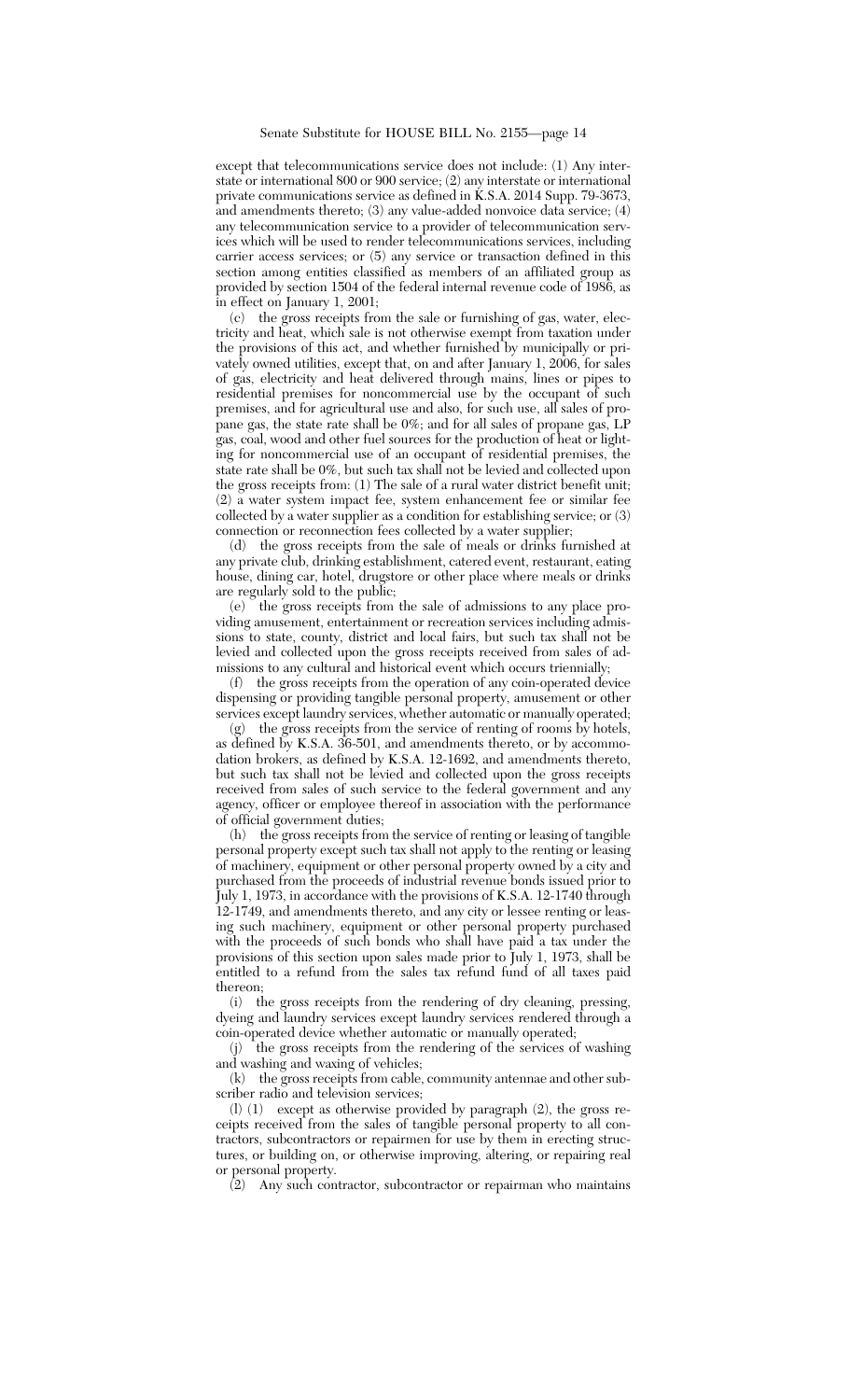except that telecommunications service does not include: (1) Any interstate or international 800 or 900 service; (2) any interstate or international private communications service as defined in K.S.A. 2014 Supp. 79-3673, and amendments thereto; (3) any value-added nonvoice data service; (4) any telecommunication service to a provider of telecommunication services which will be used to render telecommunications services, including carrier access services; or (5) any service or transaction defined in this section among entities classified as members of an affiliated group as provided by section 1504 of the federal internal revenue code of 1986, as in effect on January 1, 2001;

(c) the gross receipts from the sale or furnishing of gas, water, electricity and heat, which sale is not otherwise exempt from taxation under the provisions of this act, and whether furnished by municipally or privately owned utilities, except that, on and after January 1, 2006, for sales of gas, electricity and heat delivered through mains, lines or pipes to residential premises for noncommercial use by the occupant of such premises, and for agricultural use and also, for such use, all sales of propane gas, the state rate shall be 0%; and for all sales of propane gas, LP gas, coal, wood and other fuel sources for the production of heat or lighting for noncommercial use of an occupant of residential premises, the state rate shall be 0%, but such tax shall not be levied and collected upon the gross receipts from: (1) The sale of a rural water district benefit unit; (2) a water system impact fee, system enhancement fee or similar fee collected by a water supplier as a condition for establishing service; or (3) connection or reconnection fees collected by a water supplier;

(d) the gross receipts from the sale of meals or drinks furnished at any private club, drinking establishment, catered event, restaurant, eating house, dining car, hotel, drugstore or other place where meals or drinks are regularly sold to the public;

(e) the gross receipts from the sale of admissions to any place providing amusement, entertainment or recreation services including admissions to state, county, district and local fairs, but such tax shall not be levied and collected upon the gross receipts received from sales of admissions to any cultural and historical event which occurs triennially;

(f) the gross receipts from the operation of any coin-operated device dispensing or providing tangible personal property, amusement or other services except laundry services, whether automatic or manually operated;

(g) the gross receipts from the service of renting of rooms by hotels, as defined by K.S.A. 36-501, and amendments thereto, or by accommodation brokers, as defined by K.S.A. 12-1692, and amendments thereto, but such tax shall not be levied and collected upon the gross receipts received from sales of such service to the federal government and any agency, officer or employee thereof in association with the performance of official government duties;

(h) the gross receipts from the service of renting or leasing of tangible personal property except such tax shall not apply to the renting or leasing of machinery, equipment or other personal property owned by a city and purchased from the proceeds of industrial revenue bonds issued prior to July 1, 1973, in accordance with the provisions of K.S.A. 12-1740 through 12-1749, and amendments thereto, and any city or lessee renting or leasing such machinery, equipment or other personal property purchased with the proceeds of such bonds who shall have paid a tax under the provisions of this section upon sales made prior to July 1, 1973, shall be entitled to a refund from the sales tax refund fund of all taxes paid thereon;

(i) the gross receipts from the rendering of dry cleaning, pressing, dyeing and laundry services except laundry services rendered through a coin-operated device whether automatic or manually operated;

(j) the gross receipts from the rendering of the services of washing and washing and waxing of vehicles;

(k) the gross receipts from cable, community antennae and other subscriber radio and television services;

(l) (1) except as otherwise provided by paragraph (2), the gross receipts received from the sales of tangible personal property to all contractors, subcontractors or repairmen for use by them in erecting structures, or building on, or otherwise improving, altering, or repairing real or personal property.

(2) Any such contractor, subcontractor or repairman who maintains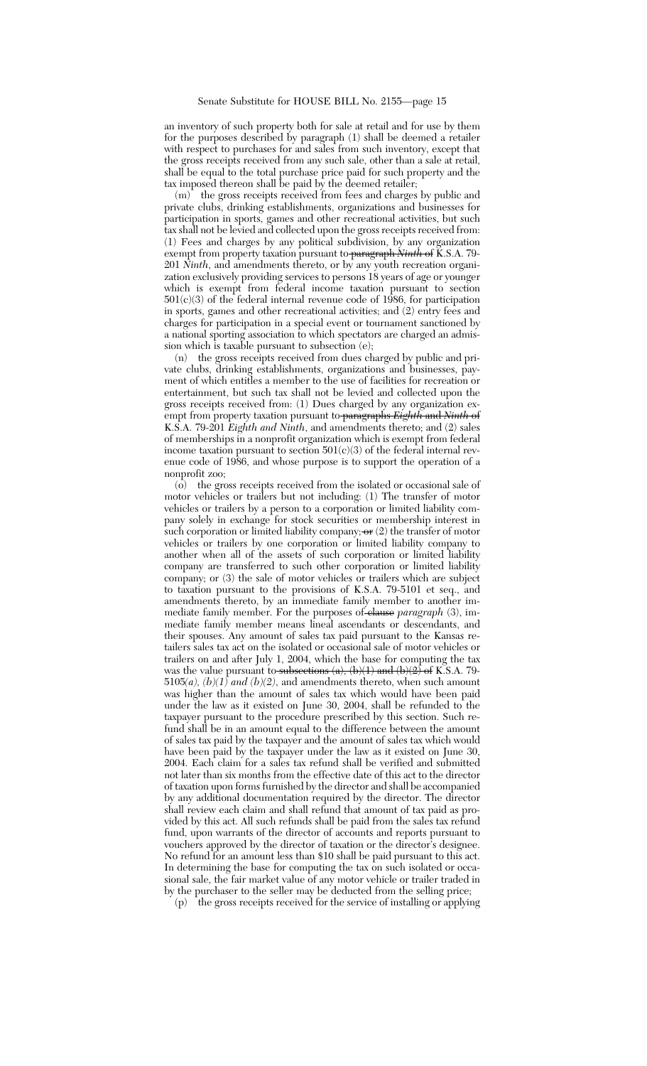an inventory of such property both for sale at retail and for use by them for the purposes described by paragraph (1) shall be deemed a retailer with respect to purchases for and sales from such inventory, except that the gross receipts received from any such sale, other than a sale at retail, shall be equal to the total purchase price paid for such property and the tax imposed thereon shall be paid by the deemed retailer;

(m) the gross receipts received from fees and charges by public and private clubs, drinking establishments, organizations and businesses for participation in sports, games and other recreational activities, but such tax shall not be levied and collected upon the gross receipts received from: (1) Fees and charges by any political subdivision, by any organization exempt from property taxation pursuant to ~~paragraph *Ninth* of~~ K.S.A. 79-201 *Ninth*, and amendments thereto, or by any youth recreation organization exclusively providing services to persons 18 years of age or younger which is exempt from federal income taxation pursuant to section 501(c)(3) of the federal internal revenue code of 1986, for participation in sports, games and other recreational activities; and (2) entry fees and charges for participation in a special event or tournament sanctioned by a national sporting association to which spectators are charged an admission which is taxable pursuant to subsection (e);

(n) the gross receipts received from dues charged by public and private clubs, drinking establishments, organizations and businesses, payment of which entitles a member to the use of facilities for recreation or entertainment, but such tax shall not be levied and collected upon the gross receipts received from: (1) Dues charged by any organization exempt from property taxation pursuant to ~~paragraphs *Eighth* and *Ninth* of~~ K.S.A. 79-201 *Eighth and Ninth*, and amendments thereto; and (2) sales of memberships in a nonprofit organization which is exempt from federal income taxation pursuant to section 501(c)(3) of the federal internal revenue code of 1986, and whose purpose is to support the operation of a nonprofit zoo;

(o) the gross receipts received from the isolated or occasional sale of motor vehicles or trailers but not including: (1) The transfer of motor vehicles or trailers by a person to a corporation or limited liability company solely in exchange for stock securities or membership interest in such corporation or limited liability company; ~~or~~ (2) the transfer of motor vehicles or trailers by one corporation or limited liability company to another when all of the assets of such corporation or limited liability company are transferred to such other corporation or limited liability company; or (3) the sale of motor vehicles or trailers which are subject to taxation pursuant to the provisions of K.S.A. 79-5101 et seq., and amendments thereto, by an immediate family member to another immediate family member. For the purposes of ~~clause~~ *paragraph* (3), immediate family member means lineal ascendants or descendants, and their spouses. Any amount of sales tax paid pursuant to the Kansas retailers sales tax act on the isolated or occasional sale of motor vehicles or trailers on and after July 1, 2004, which the base for computing the tax was the value pursuant to ~~subsections (a), (b)(1) and (b)(2) of~~ K.S.A. 79-5105*(a), (b)(1) and (b)(2)*, and amendments thereto, when such amount was higher than the amount of sales tax which would have been paid under the law as it existed on June 30, 2004, shall be refunded to the taxpayer pursuant to the procedure prescribed by this section. Such refund shall be in an amount equal to the difference between the amount of sales tax paid by the taxpayer and the amount of sales tax which would have been paid by the taxpayer under the law as it existed on June 30, 2004. Each claim for a sales tax refund shall be verified and submitted not later than six months from the effective date of this act to the director of taxation upon forms furnished by the director and shall be accompanied by any additional documentation required by the director. The director shall review each claim and shall refund that amount of tax paid as provided by this act. All such refunds shall be paid from the sales tax refund fund, upon warrants of the director of accounts and reports pursuant to vouchers approved by the director of taxation or the director's designee. No refund for an amount less than $10 shall be paid pursuant to this act. In determining the base for computing the tax on such isolated or occasional sale, the fair market value of any motor vehicle or trailer traded in by the purchaser to the seller may be deducted from the selling price;

(p) the gross receipts received for the service of installing or applying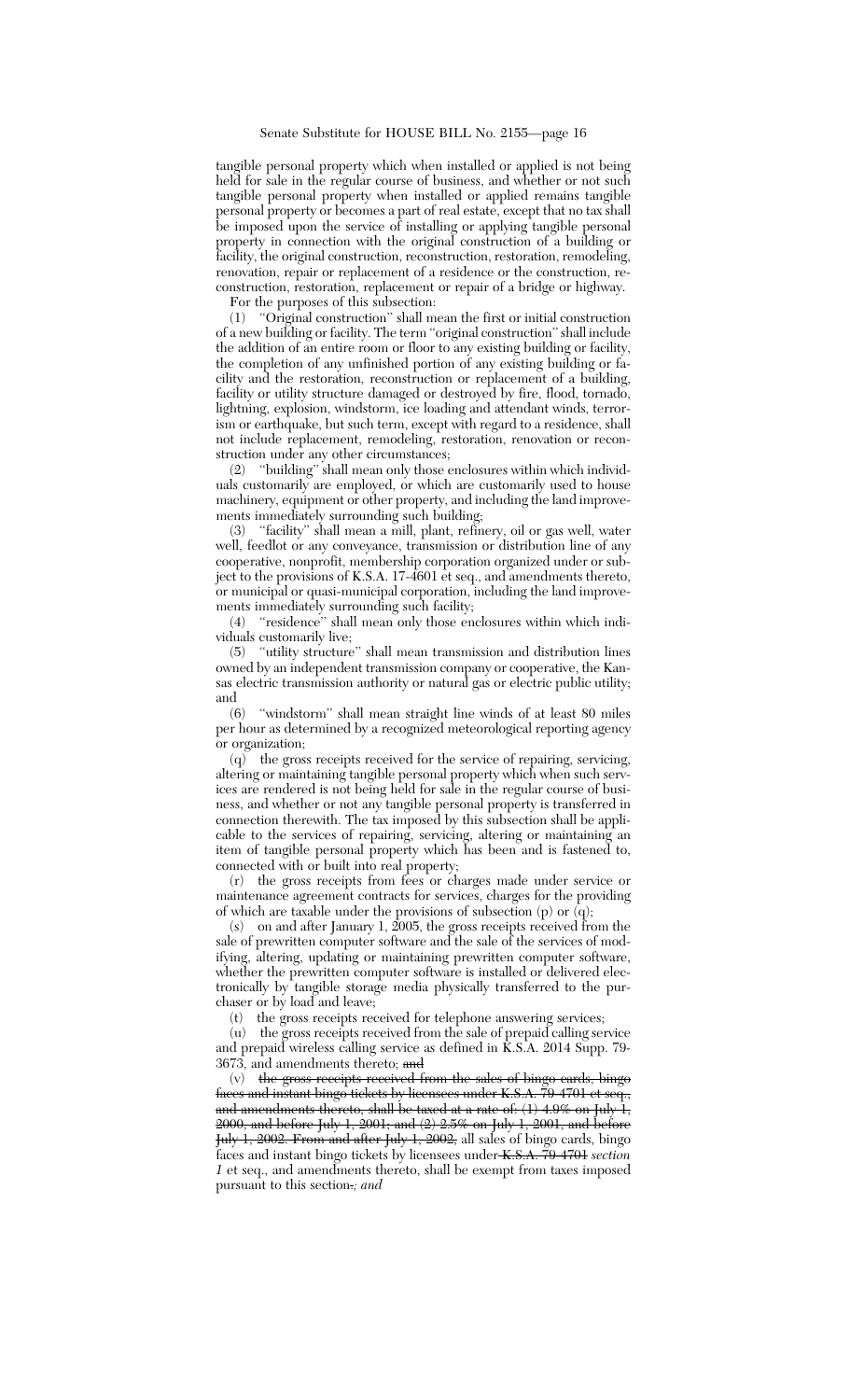tangible personal property which when installed or applied is not being held for sale in the regular course of business, and whether or not such tangible personal property when installed or applied remains tangible personal property or becomes a part of real estate, except that no tax shall be imposed upon the service of installing or applying tangible personal property in connection with the original construction of a building or facility, the original construction, reconstruction, restoration, remodeling, renovation, repair or replacement of a residence or the construction, reconstruction, restoration, replacement or repair of a bridge or highway.

For the purposes of this subsection:

(1) "Original construction" shall mean the first or initial construction of a new building or facility. The term "original construction" shall include the addition of an entire room or floor to any existing building or facility, the completion of any unfinished portion of any existing building or facility and the restoration, reconstruction or replacement of a building, facility or utility structure damaged or destroyed by fire, flood, tornado, lightning, explosion, windstorm, ice loading and attendant winds, terrorism or earthquake, but such term, except with regard to a residence, shall not include replacement, remodeling, restoration, renovation or reconstruction under any other circumstances;

(2) "building" shall mean only those enclosures within which individuals customarily are employed, or which are customarily used to house machinery, equipment or other property, and including the land improvements immediately surrounding such building;

(3) "facility" shall mean a mill, plant, refinery, oil or gas well, water well, feedlot or any conveyance, transmission or distribution line of any cooperative, nonprofit, membership corporation organized under or subject to the provisions of K.S.A. 17-4601 et seq., and amendments thereto, or municipal or quasi-municipal corporation, including the land improvements immediately surrounding such facility;

(4) "residence" shall mean only those enclosures within which individuals customarily live;

(5) "utility structure" shall mean transmission and distribution lines owned by an independent transmission company or cooperative, the Kansas electric transmission authority or natural gas or electric public utility; and

(6) "windstorm" shall mean straight line winds of at least 80 miles per hour as determined by a recognized meteorological reporting agency or organization;

(q) the gross receipts received for the service of repairing, servicing, altering or maintaining tangible personal property which when such services are rendered is not being held for sale in the regular course of business, and whether or not any tangible personal property is transferred in connection therewith. The tax imposed by this subsection shall be applicable to the services of repairing, servicing, altering or maintaining an item of tangible personal property which has been and is fastened to, connected with or built into real property;

(r) the gross receipts from fees or charges made under service or maintenance agreement contracts for services, charges for the providing of which are taxable under the provisions of subsection (p) or (q);

(s) on and after January 1, 2005, the gross receipts received from the sale of prewritten computer software and the sale of the services of modifying, altering, updating or maintaining prewritten computer software, whether the prewritten computer software is installed or delivered electronically by tangible storage media physically transferred to the purchaser or by load and leave;

(t) the gross receipts received for telephone answering services;

(u) the gross receipts received from the sale of prepaid calling service and prepaid wireless calling service as defined in K.S.A. 2014 Supp. 79-3673, and amendments thereto; ~~and~~

(v) ~~the gross receipts received from the sales of bingo cards, bingo faces and instant bingo tickets by licensees under K.S.A. 79-4701 et seq., and amendments thereto, shall be taxed at a rate of: (1) 4.9% on July 1, 2000, and before July 1, 2001; and (2) 2.5% on July 1, 2001, and before July 1, 2002. From and after July 1, 2002,~~ all sales of bingo cards, bingo faces and instant bingo tickets by licensees under ~~K.S.A. 79-4701~~ *section 1* et seq., and amendments thereto, shall be exempt from taxes imposed pursuant to this section~~.~~*; and*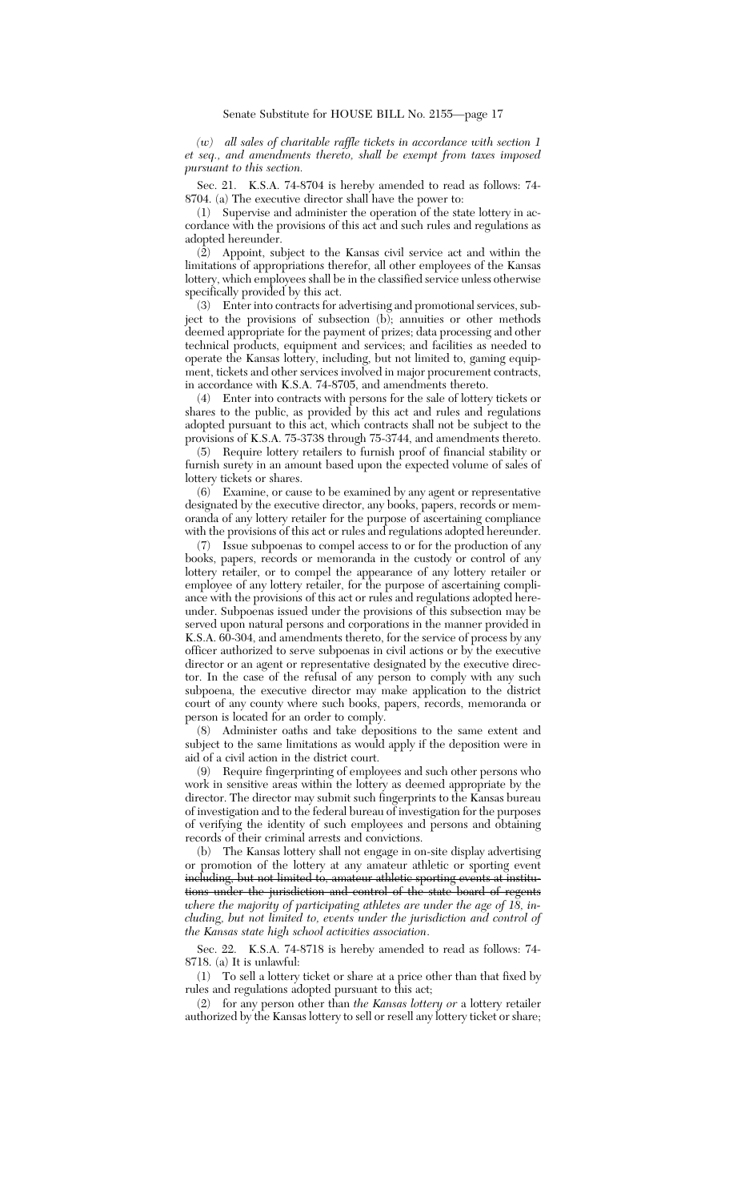*(w) all sales of charitable raffle tickets in accordance with section 1 et seq., and amendments thereto, shall be exempt from taxes imposed pursuant to this section.*

Sec. 21. K.S.A. 74-8704 is hereby amended to read as follows: 74-8704. (a) The executive director shall have the power to:

(1) Supervise and administer the operation of the state lottery in accordance with the provisions of this act and such rules and regulations as adopted hereunder.

(2) Appoint, subject to the Kansas civil service act and within the limitations of appropriations therefor, all other employees of the Kansas lottery, which employees shall be in the classified service unless otherwise specifically provided by this act.

(3) Enter into contracts for advertising and promotional services, subject to the provisions of subsection (b); annuities or other methods deemed appropriate for the payment of prizes; data processing and other technical products, equipment and services; and facilities as needed to operate the Kansas lottery, including, but not limited to, gaming equipment, tickets and other services involved in major procurement contracts, in accordance with K.S.A. 74-8705, and amendments thereto.

(4) Enter into contracts with persons for the sale of lottery tickets or shares to the public, as provided by this act and rules and regulations adopted pursuant to this act, which contracts shall not be subject to the provisions of K.S.A. 75-3738 through 75-3744, and amendments thereto.

(5) Require lottery retailers to furnish proof of financial stability or furnish surety in an amount based upon the expected volume of sales of lottery tickets or shares.

(6) Examine, or cause to be examined by any agent or representative designated by the executive director, any books, papers, records or memoranda of any lottery retailer for the purpose of ascertaining compliance with the provisions of this act or rules and regulations adopted hereunder.

(7) Issue subpoenas to compel access to or for the production of any books, papers, records or memoranda in the custody or control of any lottery retailer, or to compel the appearance of any lottery retailer or employee of any lottery retailer, for the purpose of ascertaining compliance with the provisions of this act or rules and regulations adopted hereunder. Subpoenas issued under the provisions of this subsection may be served upon natural persons and corporations in the manner provided in K.S.A. 60-304, and amendments thereto, for the service of process by any officer authorized to serve subpoenas in civil actions or by the executive director or an agent or representative designated by the executive director. In the case of the refusal of any person to comply with any such subpoena, the executive director may make application to the district court of any county where such books, papers, records, memoranda or person is located for an order to comply.

(8) Administer oaths and take depositions to the same extent and subject to the same limitations as would apply if the deposition were in aid of a civil action in the district court.

(9) Require fingerprinting of employees and such other persons who work in sensitive areas within the lottery as deemed appropriate by the director. The director may submit such fingerprints to the Kansas bureau of investigation and to the federal bureau of investigation for the purposes of verifying the identity of such employees and persons and obtaining records of their criminal arrests and convictions.

(b) The Kansas lottery shall not engage in on-site display advertising or promotion of the lottery at any amateur athletic or sporting event ~~including, but not limited to, amateur athletic sporting events at institutions under the jurisdiction and control of the state board of regents~~ *where the majority of participating athletes are under the age of 18, including, but not limited to, events under the jurisdiction and control of the Kansas state high school activities association*.

Sec. 22. K.S.A. 74-8718 is hereby amended to read as follows: 74-8718. (a) It is unlawful:

(1) To sell a lottery ticket or share at a price other than that fixed by rules and regulations adopted pursuant to this act;

(2) for any person other than *the Kansas lottery or* a lottery retailer authorized by the Kansas lottery to sell or resell any lottery ticket or share;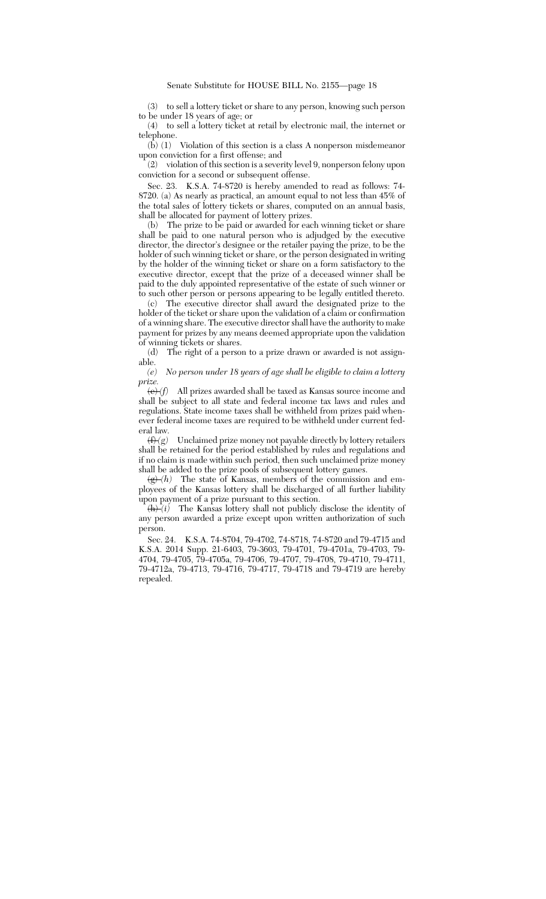(3) to sell a lottery ticket or share to any person, knowing such person to be under 18 years of age; or

(4) to sell a lottery ticket at retail by electronic mail, the internet or telephone.

(b) (1) Violation of this section is a class A nonperson misdemeanor upon conviction for a first offense; and

(2) violation of this section is a severity level 9, nonperson felony upon conviction for a second or subsequent offense.

Sec. 23. K.S.A. 74-8720 is hereby amended to read as follows: 74-8720. (a) As nearly as practical, an amount equal to not less than 45% of the total sales of lottery tickets or shares, computed on an annual basis, shall be allocated for payment of lottery prizes.

(b) The prize to be paid or awarded for each winning ticket or share shall be paid to one natural person who is adjudged by the executive director, the director's designee or the retailer paying the prize, to be the holder of such winning ticket or share, or the person designated in writing by the holder of the winning ticket or share on a form satisfactory to the executive director, except that the prize of a deceased winner shall be paid to the duly appointed representative of the estate of such winner or to such other person or persons appearing to be legally entitled thereto.

(c) The executive director shall award the designated prize to the holder of the ticket or share upon the validation of a claim or confirmation of a winning share. The executive director shall have the authority to make payment for prizes by any means deemed appropriate upon the validation of winning tickets or shares.

(d) The right of a person to a prize drawn or awarded is not assignable.

*(e) No person under 18 years of age shall be eligible to claim a lottery prize.*

~~(e)~~ *(f)* All prizes awarded shall be taxed as Kansas source income and shall be subject to all state and federal income tax laws and rules and regulations. State income taxes shall be withheld from prizes paid whenever federal income taxes are required to be withheld under current federal law.

~~(f)~~ *(g)* Unclaimed prize money not payable directly by lottery retailers shall be retained for the period established by rules and regulations and if no claim is made within such period, then such unclaimed prize money shall be added to the prize pools of subsequent lottery games.

~~(g)~~ *(h)* The state of Kansas, members of the commission and employees of the Kansas lottery shall be discharged of all further liability upon payment of a prize pursuant to this section.

~~(h)~~ *(i)* The Kansas lottery shall not publicly disclose the identity of any person awarded a prize except upon written authorization of such person.

Sec. 24. K.S.A. 74-8704, 79-4702, 74-8718, 74-8720 and 79-4715 and K.S.A. 2014 Supp. 21-6403, 79-3603, 79-4701, 79-4701a, 79-4703, 79-4704, 79-4705, 79-4705a, 79-4706, 79-4707, 79-4708, 79-4710, 79-4711, 79-4712a, 79-4713, 79-4716, 79-4717, 79-4718 and 79-4719 are hereby repealed.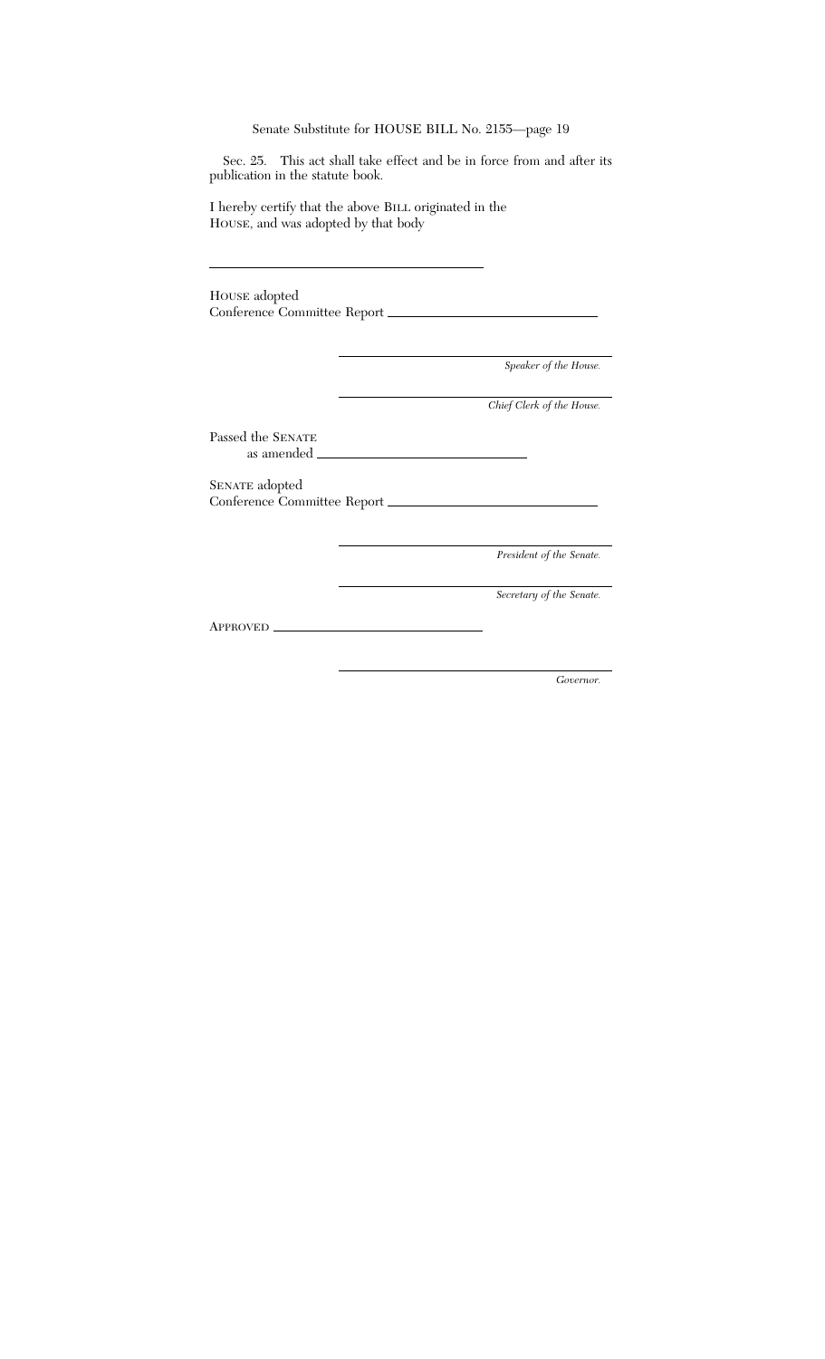Sec. 25. This act shall take effect and be in force from and after its publication in the statute book.

I hereby certify that the above BILL originated in the HOUSE, and was adopted by that body

\_\_\_\_\_\_\_\_\_\_\_\_\_\_\_\_\_\_\_\_\_\_\_\_\_\_\_\_\_\_

HOUSE adopted
Conference Committee Report \_\_\_\_\_\_\_\_\_\_\_\_\_\_\_\_\_\_\_\_\_\_\_\_

\_\_\_\_\_\_\_\_\_\_\_\_\_\_\_\_\_\_\_\_\_\_\_\_\_\_\_\_\_\_
*Speaker of the House.*

\_\_\_\_\_\_\_\_\_\_\_\_\_\_\_\_\_\_\_\_\_\_\_\_\_\_\_\_\_\_
*Chief Clerk of the House.*

Passed the SENATE
as amended \_\_\_\_\_\_\_\_\_\_\_\_\_\_\_\_\_\_\_\_\_\_\_\_

SENATE adopted
Conference Committee Report \_\_\_\_\_\_\_\_\_\_\_\_\_\_\_\_\_\_\_\_\_\_\_\_

\_\_\_\_\_\_\_\_\_\_\_\_\_\_\_\_\_\_\_\_\_\_\_\_\_\_\_\_\_\_
*President of the Senate.*

\_\_\_\_\_\_\_\_\_\_\_\_\_\_\_\_\_\_\_\_\_\_\_\_\_\_\_\_\_\_
*Secretary of the Senate.*

APPROVED \_\_\_\_\_\_\_\_\_\_\_\_\_\_\_\_\_\_\_\_\_\_\_\_

\_\_\_\_\_\_\_\_\_\_\_\_\_\_\_\_\_\_\_\_\_\_\_\_\_\_\_\_\_\_
*Governor.*